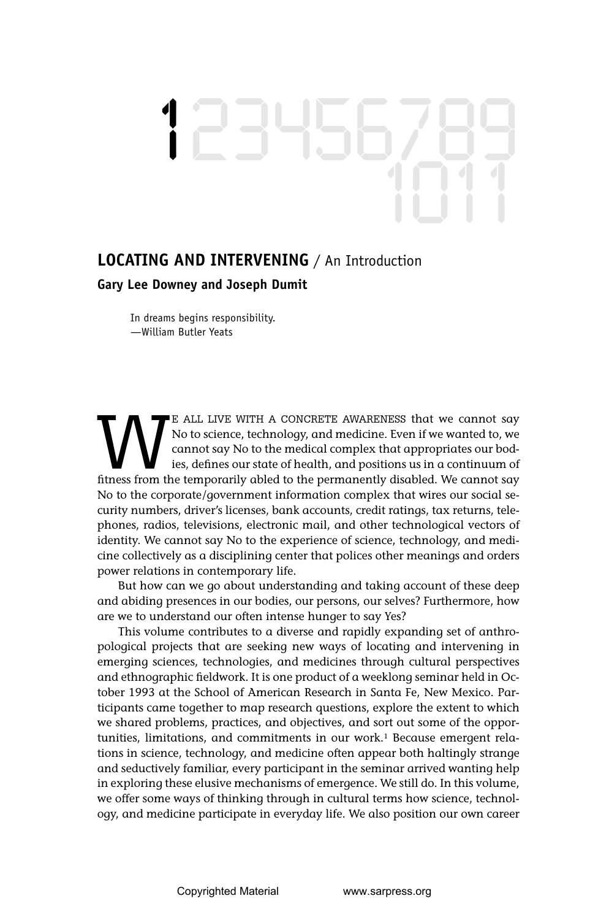# 1

## LOCATING AND INTERVENING / An Introduction

**Gary Lee Downey and Joseph Dumit**

> In dreams begins responsibility.
> —William Butler Yeats

WE ALL LIVE WITH A CONCRETE AWARENESS that we cannot say No to science, technology, and medicine. Even if we wanted to, we cannot say No to the medical complex that appropriates our bodies, defines our state of health, and positions us in a continuum of fitness from the temporarily abled to the permanently disabled. We cannot say No to the corporate/government information complex that wires our social security numbers, driver's licenses, bank accounts, credit ratings, tax returns, telephones, radios, televisions, electronic mail, and other technological vectors of identity. We cannot say No to the experience of science, technology, and medicine collectively as a disciplining center that polices other meanings and orders power relations in contemporary life.

But how can we go about understanding and taking account of these deep and abiding presences in our bodies, our persons, our selves? Furthermore, how are we to understand our often intense hunger to say Yes?

This volume contributes to a diverse and rapidly expanding set of anthropological projects that are seeking new ways of locating and intervening in emerging sciences, technologies, and medicines through cultural perspectives and ethnographic fieldwork. It is one product of a weeklong seminar held in October 1993 at the School of American Research in Santa Fe, New Mexico. Participants came together to map research questions, explore the extent to which we shared problems, practices, and objectives, and sort out some of the opportunities, limitations, and commitments in our work.[1] Because emergent relations in science, technology, and medicine often appear both haltingly strange and seductively familiar, every participant in the seminar arrived wanting help in exploring these elusive mechanisms of emergence. We still do. In this volume, we offer some ways of thinking through in cultural terms how science, technology, and medicine participate in everyday life. We also position our own career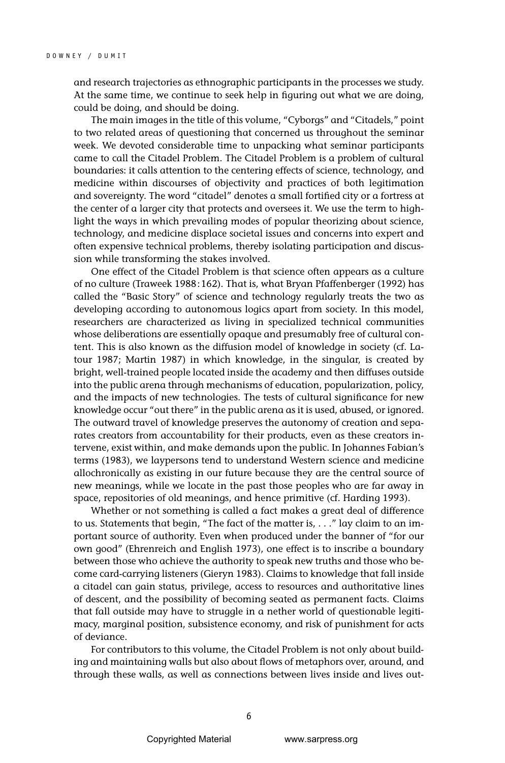and research trajectories as ethnographic participants in the processes we study. At the same time, we continue to seek help in figuring out what we are doing, could be doing, and should be doing.

The main images in the title of this volume, "Cyborgs" and "Citadels," point to two related areas of questioning that concerned us throughout the seminar week. We devoted considerable time to unpacking what seminar participants came to call the Citadel Problem. The Citadel Problem is a problem of cultural boundaries: it calls attention to the centering effects of science, technology, and medicine within discourses of objectivity and practices of both legitimation and sovereignty. The word "citadel" denotes a small fortified city or a fortress at the center of a larger city that protects and oversees it. We use the term to highlight the ways in which prevailing modes of popular theorizing about science, technology, and medicine displace societal issues and concerns into expert and often expensive technical problems, thereby isolating participation and discussion while transforming the stakes involved.

One effect of the Citadel Problem is that science often appears as a culture of no culture (Traweek 1988:162). That is, what Bryan Pfaffenberger (1992) has called the "Basic Story" of science and technology regularly treats the two as developing according to autonomous logics apart from society. In this model, researchers are characterized as living in specialized technical communities whose deliberations are essentially opaque and presumably free of cultural content. This is also known as the diffusion model of knowledge in society (cf. Latour 1987; Martin 1987) in which knowledge, in the singular, is created by bright, well-trained people located inside the academy and then diffuses outside into the public arena through mechanisms of education, popularization, policy, and the impacts of new technologies. The tests of cultural significance for new knowledge occur "out there" in the public arena as it is used, abused, or ignored. The outward travel of knowledge preserves the autonomy of creation and separates creators from accountability for their products, even as these creators intervene, exist within, and make demands upon the public. In Johannes Fabian's terms (1983), we laypersons tend to understand Western science and medicine allochronically as existing in our future because they are the central source of new meanings, while we locate in the past those peoples who are far away in space, repositories of old meanings, and hence primitive (cf. Harding 1993).

Whether or not something is called a fact makes a great deal of difference to us. Statements that begin, "The fact of the matter is, . . ." lay claim to an important source of authority. Even when produced under the banner of "for our own good" (Ehrenreich and English 1973), one effect is to inscribe a boundary between those who achieve the authority to speak new truths and those who become card-carrying listeners (Gieryn 1983). Claims to knowledge that fall inside a citadel can gain status, privilege, access to resources and authoritative lines of descent, and the possibility of becoming seated as permanent facts. Claims that fall outside may have to struggle in a nether world of questionable legitimacy, marginal position, subsistence economy, and risk of punishment for acts of deviance.

For contributors to this volume, the Citadel Problem is not only about building and maintaining walls but also about flows of metaphors over, around, and through these walls, as well as connections between lives inside and lives out-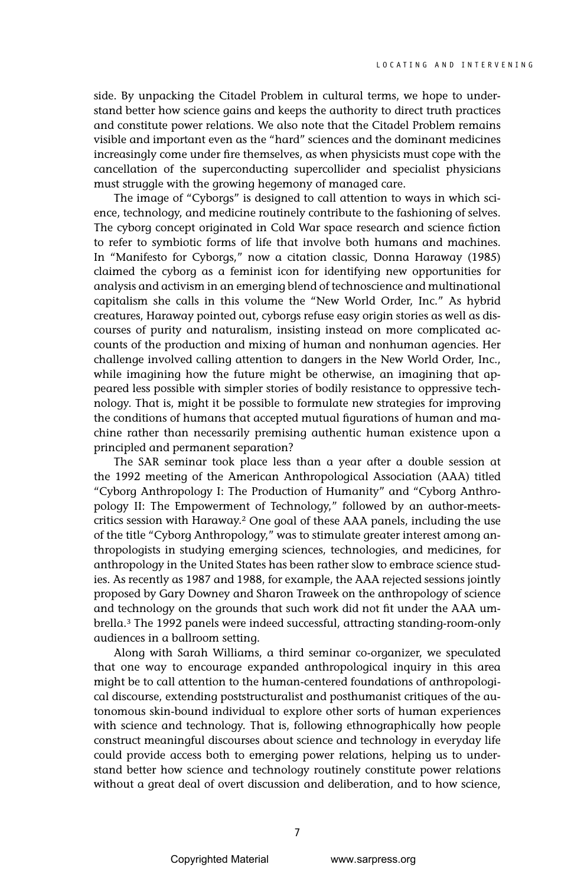side. By unpacking the Citadel Problem in cultural terms, we hope to understand better how science gains and keeps the authority to direct truth practices and constitute power relations. We also note that the Citadel Problem remains visible and important even as the "hard" sciences and the dominant medicines increasingly come under fire themselves, as when physicists must cope with the cancellation of the superconducting supercollider and specialist physicians must struggle with the growing hegemony of managed care.

The image of "Cyborgs" is designed to call attention to ways in which science, technology, and medicine routinely contribute to the fashioning of selves. The cyborg concept originated in Cold War space research and science fiction to refer to symbiotic forms of life that involve both humans and machines. In "Manifesto for Cyborgs," now a citation classic, Donna Haraway (1985) claimed the cyborg as a feminist icon for identifying new opportunities for analysis and activism in an emerging blend of technoscience and multinational capitalism she calls in this volume the "New World Order, Inc." As hybrid creatures, Haraway pointed out, cyborgs refuse easy origin stories as well as discourses of purity and naturalism, insisting instead on more complicated accounts of the production and mixing of human and nonhuman agencies. Her challenge involved calling attention to dangers in the New World Order, Inc., while imagining how the future might be otherwise, an imagining that appeared less possible with simpler stories of bodily resistance to oppressive technology. That is, might it be possible to formulate new strategies for improving the conditions of humans that accepted mutual figurations of human and machine rather than necessarily premising authentic human existence upon a principled and permanent separation?

The SAR seminar took place less than a year after a double session at the 1992 meeting of the American Anthropological Association (AAA) titled "Cyborg Anthropology I: The Production of Humanity" and "Cyborg Anthropology II: The Empowerment of Technology," followed by an author-meets-critics session with Haraway.[2] One goal of these AAA panels, including the use of the title "Cyborg Anthropology," was to stimulate greater interest among anthropologists in studying emerging sciences, technologies, and medicines, for anthropology in the United States has been rather slow to embrace science studies. As recently as 1987 and 1988, for example, the AAA rejected sessions jointly proposed by Gary Downey and Sharon Traweek on the anthropology of science and technology on the grounds that such work did not fit under the AAA umbrella.[3] The 1992 panels were indeed successful, attracting standing-room-only audiences in a ballroom setting.

Along with Sarah Williams, a third seminar co-organizer, we speculated that one way to encourage expanded anthropological inquiry in this area might be to call attention to the human-centered foundations of anthropological discourse, extending poststructuralist and posthumanist critiques of the autonomous skin-bound individual to explore other sorts of human experiences with science and technology. That is, following ethnographically how people construct meaningful discourses about science and technology in everyday life could provide access both to emerging power relations, helping us to understand better how science and technology routinely constitute power relations without a great deal of overt discussion and deliberation, and to how science,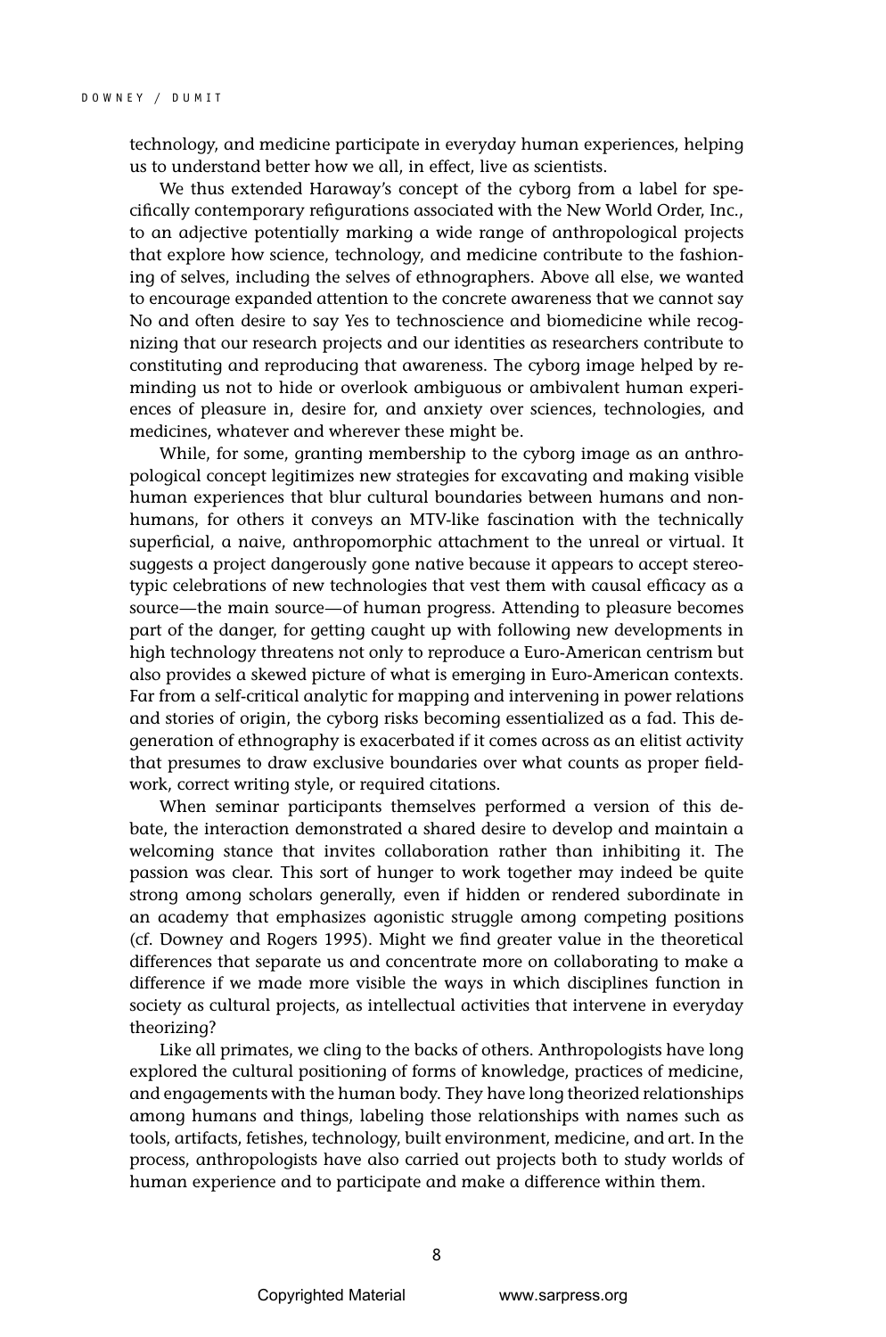technology, and medicine participate in everyday human experiences, helping us to understand better how we all, in effect, live as scientists.

We thus extended Haraway's concept of the cyborg from a label for specifically contemporary refigurations associated with the New World Order, Inc., to an adjective potentially marking a wide range of anthropological projects that explore how science, technology, and medicine contribute to the fashioning of selves, including the selves of ethnographers. Above all else, we wanted to encourage expanded attention to the concrete awareness that we cannot say No and often desire to say Yes to technoscience and biomedicine while recognizing that our research projects and our identities as researchers contribute to constituting and reproducing that awareness. The cyborg image helped by reminding us not to hide or overlook ambiguous or ambivalent human experiences of pleasure in, desire for, and anxiety over sciences, technologies, and medicines, whatever and wherever these might be.

While, for some, granting membership to the cyborg image as an anthropological concept legitimizes new strategies for excavating and making visible human experiences that blur cultural boundaries between humans and nonhumans, for others it conveys an MTV-like fascination with the technically superficial, a naive, anthropomorphic attachment to the unreal or virtual. It suggests a project dangerously gone native because it appears to accept stereotypic celebrations of new technologies that vest them with causal efficacy as a source—the main source—of human progress. Attending to pleasure becomes part of the danger, for getting caught up with following new developments in high technology threatens not only to reproduce a Euro-American centrism but also provides a skewed picture of what is emerging in Euro-American contexts. Far from a self-critical analytic for mapping and intervening in power relations and stories of origin, the cyborg risks becoming essentialized as a fad. This degeneration of ethnography is exacerbated if it comes across as an elitist activity that presumes to draw exclusive boundaries over what counts as proper fieldwork, correct writing style, or required citations.

When seminar participants themselves performed a version of this debate, the interaction demonstrated a shared desire to develop and maintain a welcoming stance that invites collaboration rather than inhibiting it. The passion was clear. This sort of hunger to work together may indeed be quite strong among scholars generally, even if hidden or rendered subordinate in an academy that emphasizes agonistic struggle among competing positions (cf. Downey and Rogers 1995). Might we find greater value in the theoretical differences that separate us and concentrate more on collaborating to make a difference if we made more visible the ways in which disciplines function in society as cultural projects, as intellectual activities that intervene in everyday theorizing?

Like all primates, we cling to the backs of others. Anthropologists have long explored the cultural positioning of forms of knowledge, practices of medicine, and engagements with the human body. They have long theorized relationships among humans and things, labeling those relationships with names such as tools, artifacts, fetishes, technology, built environment, medicine, and art. In the process, anthropologists have also carried out projects both to study worlds of human experience and to participate and make a difference within them.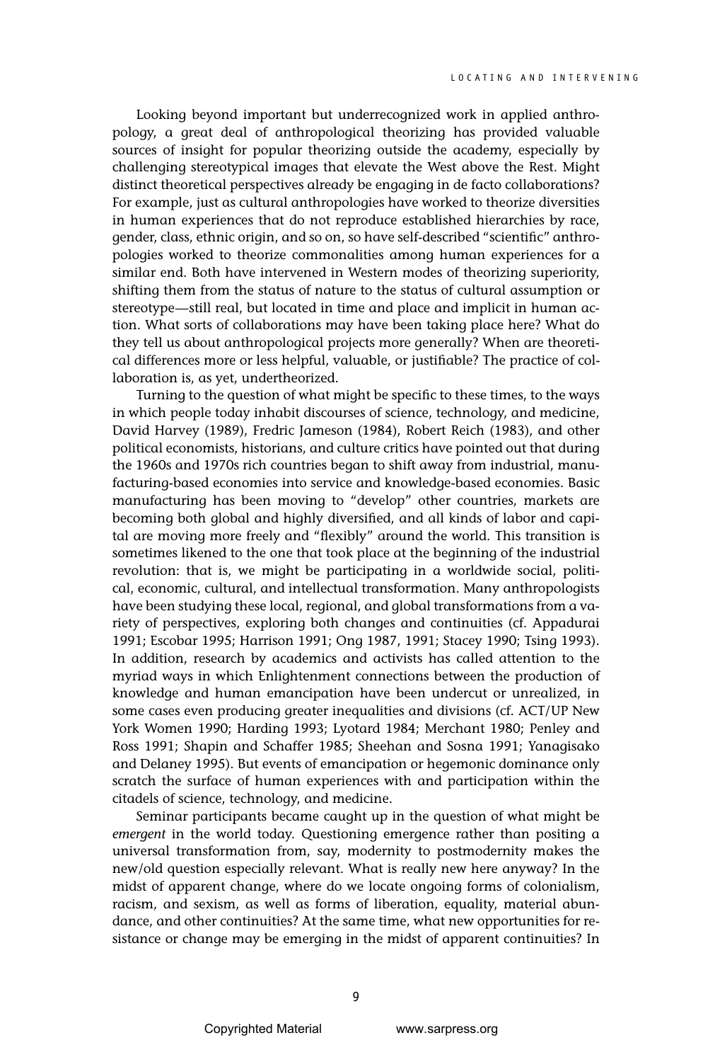Looking beyond important but underrecognized work in applied anthropology, a great deal of anthropological theorizing has provided valuable sources of insight for popular theorizing outside the academy, especially by challenging stereotypical images that elevate the West above the Rest. Might distinct theoretical perspectives already be engaging in de facto collaborations? For example, just as cultural anthropologies have worked to theorize diversities in human experiences that do not reproduce established hierarchies by race, gender, class, ethnic origin, and so on, so have self-described "scientific" anthropologies worked to theorize commonalities among human experiences for a similar end. Both have intervened in Western modes of theorizing superiority, shifting them from the status of nature to the status of cultural assumption or stereotype—still real, but located in time and place and implicit in human action. What sorts of collaborations may have been taking place here? What do they tell us about anthropological projects more generally? When are theoretical differences more or less helpful, valuable, or justifiable? The practice of collaboration is, as yet, undertheorized.

Turning to the question of what might be specific to these times, to the ways in which people today inhabit discourses of science, technology, and medicine, David Harvey (1989), Fredric Jameson (1984), Robert Reich (1983), and other political economists, historians, and culture critics have pointed out that during the 1960s and 1970s rich countries began to shift away from industrial, manufacturing-based economies into service and knowledge-based economies. Basic manufacturing has been moving to "develop" other countries, markets are becoming both global and highly diversified, and all kinds of labor and capital are moving more freely and "flexibly" around the world. This transition is sometimes likened to the one that took place at the beginning of the industrial revolution: that is, we might be participating in a worldwide social, political, economic, cultural, and intellectual transformation. Many anthropologists have been studying these local, regional, and global transformations from a variety of perspectives, exploring both changes and continuities (cf. Appadurai 1991; Escobar 1995; Harrison 1991; Ong 1987, 1991; Stacey 1990; Tsing 1993). In addition, research by academics and activists has called attention to the myriad ways in which Enlightenment connections between the production of knowledge and human emancipation have been undercut or unrealized, in some cases even producing greater inequalities and divisions (cf. ACT/UP New York Women 1990; Harding 1993; Lyotard 1984; Merchant 1980; Penley and Ross 1991; Shapin and Schaffer 1985; Sheehan and Sosna 1991; Yanagisako and Delaney 1995). But events of emancipation or hegemonic dominance only scratch the surface of human experiences with and participation within the citadels of science, technology, and medicine.

Seminar participants became caught up in the question of what might be *emergent* in the world today. Questioning emergence rather than positing a universal transformation from, say, modernity to postmodernity makes the new/old question especially relevant. What is really new here anyway? In the midst of apparent change, where do we locate ongoing forms of colonialism, racism, and sexism, as well as forms of liberation, equality, material abundance, and other continuities? At the same time, what new opportunities for resistance or change may be emerging in the midst of apparent continuities? In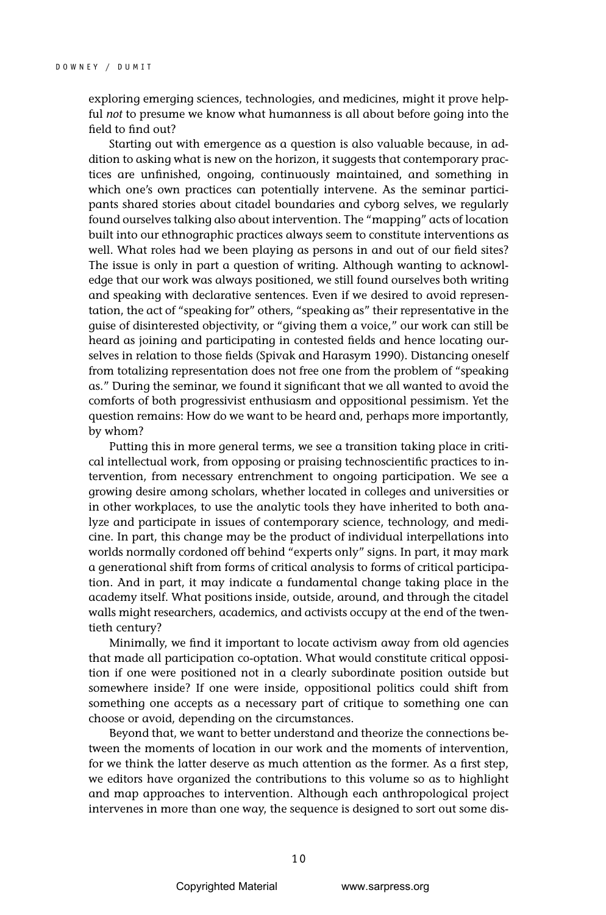exploring emerging sciences, technologies, and medicines, might it prove helpful *not* to presume we know what humanness is all about before going into the field to find out?

Starting out with emergence as a question is also valuable because, in addition to asking what is new on the horizon, it suggests that contemporary practices are unfinished, ongoing, continuously maintained, and something in which one's own practices can potentially intervene. As the seminar participants shared stories about citadel boundaries and cyborg selves, we regularly found ourselves talking also about intervention. The "mapping" acts of location built into our ethnographic practices always seem to constitute interventions as well. What roles had we been playing as persons in and out of our field sites? The issue is only in part a question of writing. Although wanting to acknowledge that our work was always positioned, we still found ourselves both writing and speaking with declarative sentences. Even if we desired to avoid representation, the act of "speaking for" others, "speaking as" their representative in the guise of disinterested objectivity, or "giving them a voice," our work can still be heard as joining and participating in contested fields and hence locating ourselves in relation to those fields (Spivak and Harasym 1990). Distancing oneself from totalizing representation does not free one from the problem of "speaking as." During the seminar, we found it significant that we all wanted to avoid the comforts of both progressivist enthusiasm and oppositional pessimism. Yet the question remains: How do we want to be heard and, perhaps more importantly, by whom?

Putting this in more general terms, we see a transition taking place in critical intellectual work, from opposing or praising technoscientific practices to intervention, from necessary entrenchment to ongoing participation. We see a growing desire among scholars, whether located in colleges and universities or in other workplaces, to use the analytic tools they have inherited to both analyze and participate in issues of contemporary science, technology, and medicine. In part, this change may be the product of individual interpellations into worlds normally cordoned off behind "experts only" signs. In part, it may mark a generational shift from forms of critical analysis to forms of critical participation. And in part, it may indicate a fundamental change taking place in the academy itself. What positions inside, outside, around, and through the citadel walls might researchers, academics, and activists occupy at the end of the twentieth century?

Minimally, we find it important to locate activism away from old agencies that made all participation co-optation. What would constitute critical opposition if one were positioned not in a clearly subordinate position outside but somewhere inside? If one were inside, oppositional politics could shift from something one accepts as a necessary part of critique to something one can choose or avoid, depending on the circumstances.

Beyond that, we want to better understand and theorize the connections between the moments of location in our work and the moments of intervention, for we think the latter deserve as much attention as the former. As a first step, we editors have organized the contributions to this volume so as to highlight and map approaches to intervention. Although each anthropological project intervenes in more than one way, the sequence is designed to sort out some dis-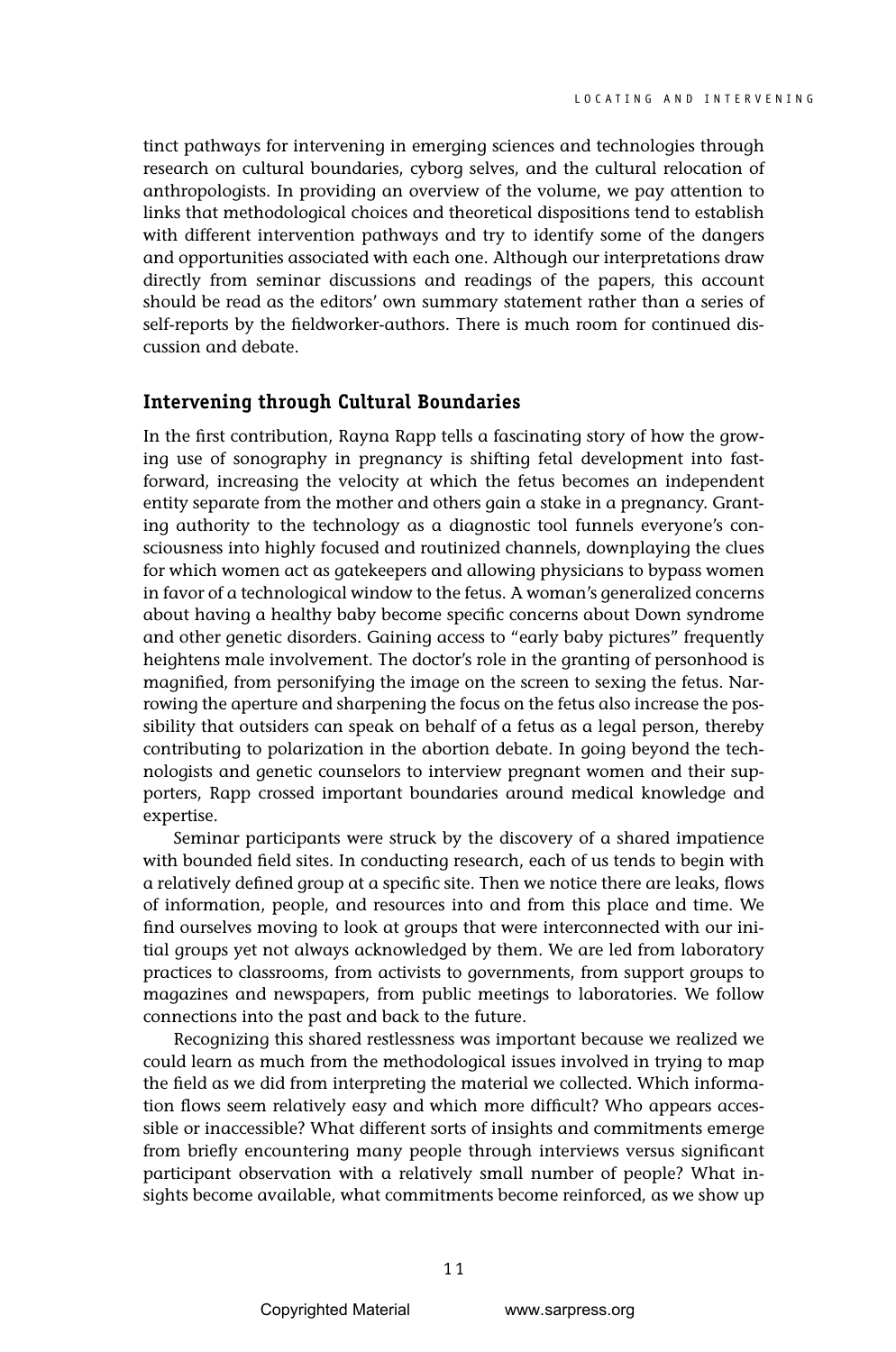tinct pathways for intervening in emerging sciences and technologies through research on cultural boundaries, cyborg selves, and the cultural relocation of anthropologists. In providing an overview of the volume, we pay attention to links that methodological choices and theoretical dispositions tend to establish with different intervention pathways and try to identify some of the dangers and opportunities associated with each one. Although our interpretations draw directly from seminar discussions and readings of the papers, this account should be read as the editors' own summary statement rather than a series of self-reports by the fieldworker-authors. There is much room for continued discussion and debate.

## Intervening through Cultural Boundaries

In the first contribution, Rayna Rapp tells a fascinating story of how the growing use of sonography in pregnancy is shifting fetal development into fast-forward, increasing the velocity at which the fetus becomes an independent entity separate from the mother and others gain a stake in a pregnancy. Granting authority to the technology as a diagnostic tool funnels everyone's consciousness into highly focused and routinized channels, downplaying the clues for which women act as gatekeepers and allowing physicians to bypass women in favor of a technological window to the fetus. A woman's generalized concerns about having a healthy baby become specific concerns about Down syndrome and other genetic disorders. Gaining access to "early baby pictures" frequently heightens male involvement. The doctor's role in the granting of personhood is magnified, from personifying the image on the screen to sexing the fetus. Narrowing the aperture and sharpening the focus on the fetus also increase the possibility that outsiders can speak on behalf of a fetus as a legal person, thereby contributing to polarization in the abortion debate. In going beyond the technologists and genetic counselors to interview pregnant women and their supporters, Rapp crossed important boundaries around medical knowledge and expertise.

Seminar participants were struck by the discovery of a shared impatience with bounded field sites. In conducting research, each of us tends to begin with a relatively defined group at a specific site. Then we notice there are leaks, flows of information, people, and resources into and from this place and time. We find ourselves moving to look at groups that were interconnected with our initial groups yet not always acknowledged by them. We are led from laboratory practices to classrooms, from activists to governments, from support groups to magazines and newspapers, from public meetings to laboratories. We follow connections into the past and back to the future.

Recognizing this shared restlessness was important because we realized we could learn as much from the methodological issues involved in trying to map the field as we did from interpreting the material we collected. Which information flows seem relatively easy and which more difficult? Who appears accessible or inaccessible? What different sorts of insights and commitments emerge from briefly encountering many people through interviews versus significant participant observation with a relatively small number of people? What insights become available, what commitments become reinforced, as we show up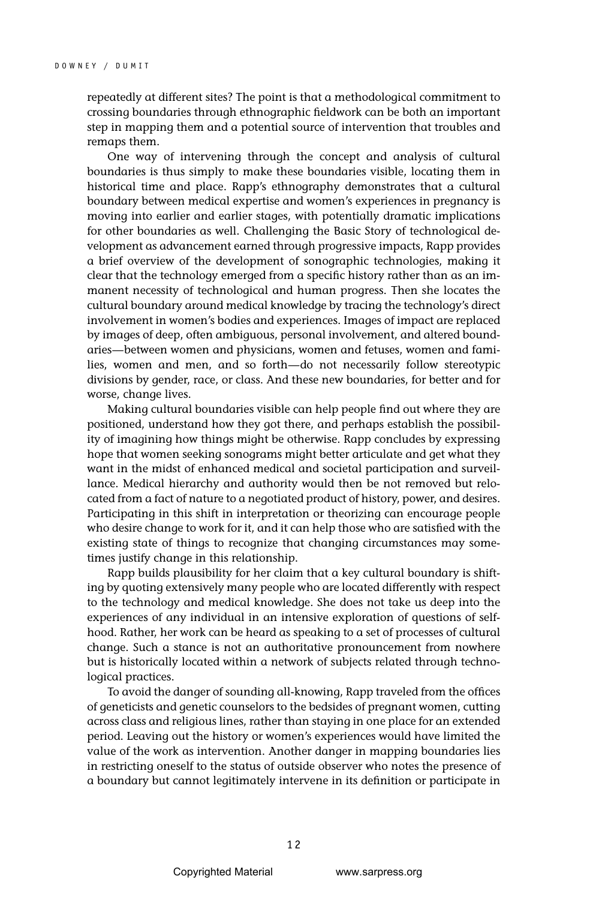repeatedly at different sites? The point is that a methodological commitment to crossing boundaries through ethnographic fieldwork can be both an important step in mapping them and a potential source of intervention that troubles and remaps them.

One way of intervening through the concept and analysis of cultural boundaries is thus simply to make these boundaries visible, locating them in historical time and place. Rapp's ethnography demonstrates that a cultural boundary between medical expertise and women's experiences in pregnancy is moving into earlier and earlier stages, with potentially dramatic implications for other boundaries as well. Challenging the Basic Story of technological development as advancement earned through progressive impacts, Rapp provides a brief overview of the development of sonographic technologies, making it clear that the technology emerged from a specific history rather than as an immanent necessity of technological and human progress. Then she locates the cultural boundary around medical knowledge by tracing the technology's direct involvement in women's bodies and experiences. Images of impact are replaced by images of deep, often ambiguous, personal involvement, and altered boundaries—between women and physicians, women and fetuses, women and families, women and men, and so forth—do not necessarily follow stereotypic divisions by gender, race, or class. And these new boundaries, for better and for worse, change lives.

Making cultural boundaries visible can help people find out where they are positioned, understand how they got there, and perhaps establish the possibility of imagining how things might be otherwise. Rapp concludes by expressing hope that women seeking sonograms might better articulate and get what they want in the midst of enhanced medical and societal participation and surveillance. Medical hierarchy and authority would then be not removed but relocated from a fact of nature to a negotiated product of history, power, and desires. Participating in this shift in interpretation or theorizing can encourage people who desire change to work for it, and it can help those who are satisfied with the existing state of things to recognize that changing circumstances may sometimes justify change in this relationship.

Rapp builds plausibility for her claim that a key cultural boundary is shifting by quoting extensively many people who are located differently with respect to the technology and medical knowledge. She does not take us deep into the experiences of any individual in an intensive exploration of questions of selfhood. Rather, her work can be heard as speaking to a set of processes of cultural change. Such a stance is not an authoritative pronouncement from nowhere but is historically located within a network of subjects related through technological practices.

To avoid the danger of sounding all-knowing, Rapp traveled from the offices of geneticists and genetic counselors to the bedsides of pregnant women, cutting across class and religious lines, rather than staying in one place for an extended period. Leaving out the history or women's experiences would have limited the value of the work as intervention. Another danger in mapping boundaries lies in restricting oneself to the status of outside observer who notes the presence of a boundary but cannot legitimately intervene in its definition or participate in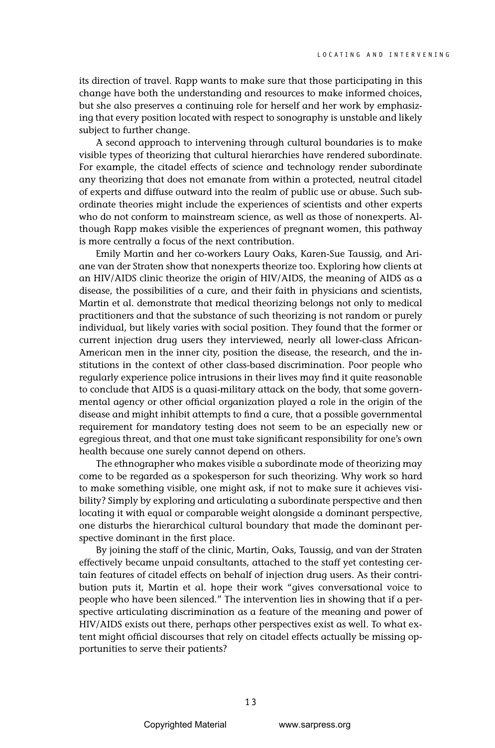its direction of travel. Rapp wants to make sure that those participating in this change have both the understanding and resources to make informed choices, but she also preserves a continuing role for herself and her work by emphasizing that every position located with respect to sonography is unstable and likely subject to further change.

A second approach to intervening through cultural boundaries is to make visible types of theorizing that cultural hierarchies have rendered subordinate. For example, the citadel effects of science and technology render subordinate any theorizing that does not emanate from within a protected, neutral citadel of experts and diffuse outward into the realm of public use or abuse. Such subordinate theories might include the experiences of scientists and other experts who do not conform to mainstream science, as well as those of nonexperts. Although Rapp makes visible the experiences of pregnant women, this pathway is more centrally a focus of the next contribution.

Emily Martin and her co-workers Laury Oaks, Karen-Sue Taussig, and Ariane van der Straten show that nonexperts theorize too. Exploring how clients at an HIV/AIDS clinic theorize the origin of HIV/AIDS, the meaning of AIDS as a disease, the possibilities of a cure, and their faith in physicians and scientists, Martin et al. demonstrate that medical theorizing belongs not only to medical practitioners and that the substance of such theorizing is not random or purely individual, but likely varies with social position. They found that the former or current injection drug users they interviewed, nearly all lower-class African-American men in the inner city, position the disease, the research, and the institutions in the context of other class-based discrimination. Poor people who regularly experience police intrusions in their lives may find it quite reasonable to conclude that AIDS is a quasi-military attack on the body, that some governmental agency or other official organization played a role in the origin of the disease and might inhibit attempts to find a cure, that a possible governmental requirement for mandatory testing does not seem to be an especially new or egregious threat, and that one must take significant responsibility for one's own health because one surely cannot depend on others.

The ethnographer who makes visible a subordinate mode of theorizing may come to be regarded as a spokesperson for such theorizing. Why work so hard to make something visible, one might ask, if not to make sure it achieves visibility? Simply by exploring and articulating a subordinate perspective and then locating it with equal or comparable weight alongside a dominant perspective, one disturbs the hierarchical cultural boundary that made the dominant perspective dominant in the first place.

By joining the staff of the clinic, Martin, Oaks, Taussig, and van der Straten effectively became unpaid consultants, attached to the staff yet contesting certain features of citadel effects on behalf of injection drug users. As their contribution puts it, Martin et al. hope their work "gives conversational voice to people who have been silenced." The intervention lies in showing that if a perspective articulating discrimination as a feature of the meaning and power of HIV/AIDS exists out there, perhaps other perspectives exist as well. To what extent might official discourses that rely on citadel effects actually be missing opportunities to serve their patients?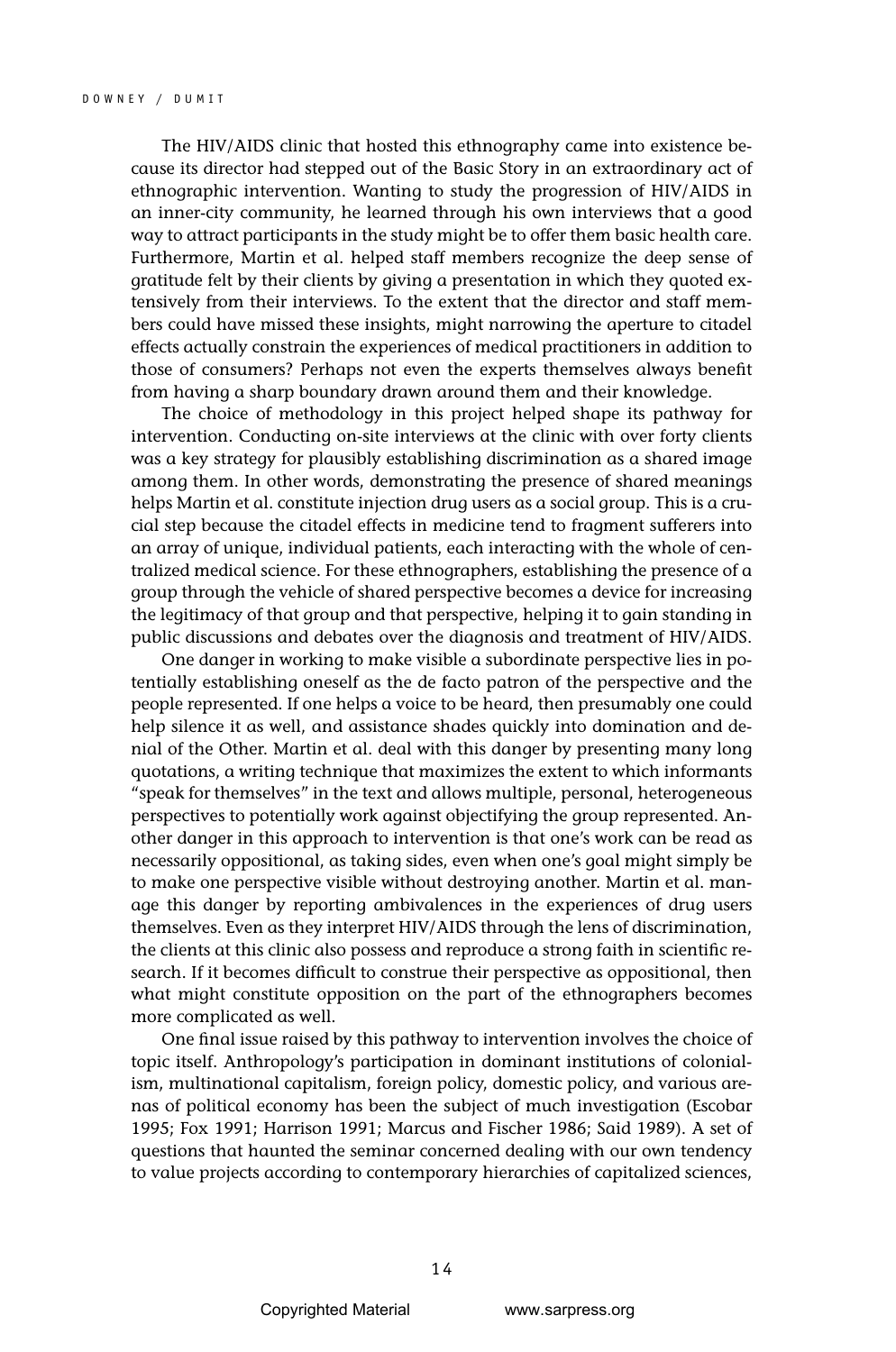The HIV/AIDS clinic that hosted this ethnography came into existence because its director had stepped out of the Basic Story in an extraordinary act of ethnographic intervention. Wanting to study the progression of HIV/AIDS in an inner-city community, he learned through his own interviews that a good way to attract participants in the study might be to offer them basic health care. Furthermore, Martin et al. helped staff members recognize the deep sense of gratitude felt by their clients by giving a presentation in which they quoted extensively from their interviews. To the extent that the director and staff members could have missed these insights, might narrowing the aperture to citadel effects actually constrain the experiences of medical practitioners in addition to those of consumers? Perhaps not even the experts themselves always benefit from having a sharp boundary drawn around them and their knowledge.

The choice of methodology in this project helped shape its pathway for intervention. Conducting on-site interviews at the clinic with over forty clients was a key strategy for plausibly establishing discrimination as a shared image among them. In other words, demonstrating the presence of shared meanings helps Martin et al. constitute injection drug users as a social group. This is a crucial step because the citadel effects in medicine tend to fragment sufferers into an array of unique, individual patients, each interacting with the whole of centralized medical science. For these ethnographers, establishing the presence of a group through the vehicle of shared perspective becomes a device for increasing the legitimacy of that group and that perspective, helping it to gain standing in public discussions and debates over the diagnosis and treatment of HIV/AIDS.

One danger in working to make visible a subordinate perspective lies in potentially establishing oneself as the de facto patron of the perspective and the people represented. If one helps a voice to be heard, then presumably one could help silence it as well, and assistance shades quickly into domination and denial of the Other. Martin et al. deal with this danger by presenting many long quotations, a writing technique that maximizes the extent to which informants "speak for themselves" in the text and allows multiple, personal, heterogeneous perspectives to potentially work against objectifying the group represented. Another danger in this approach to intervention is that one's work can be read as necessarily oppositional, as taking sides, even when one's goal might simply be to make one perspective visible without destroying another. Martin et al. manage this danger by reporting ambivalences in the experiences of drug users themselves. Even as they interpret HIV/AIDS through the lens of discrimination, the clients at this clinic also possess and reproduce a strong faith in scientific research. If it becomes difficult to construe their perspective as oppositional, then what might constitute opposition on the part of the ethnographers becomes more complicated as well.

One final issue raised by this pathway to intervention involves the choice of topic itself. Anthropology's participation in dominant institutions of colonialism, multinational capitalism, foreign policy, domestic policy, and various arenas of political economy has been the subject of much investigation (Escobar 1995; Fox 1991; Harrison 1991; Marcus and Fischer 1986; Said 1989). A set of questions that haunted the seminar concerned dealing with our own tendency to value projects according to contemporary hierarchies of capitalized sciences,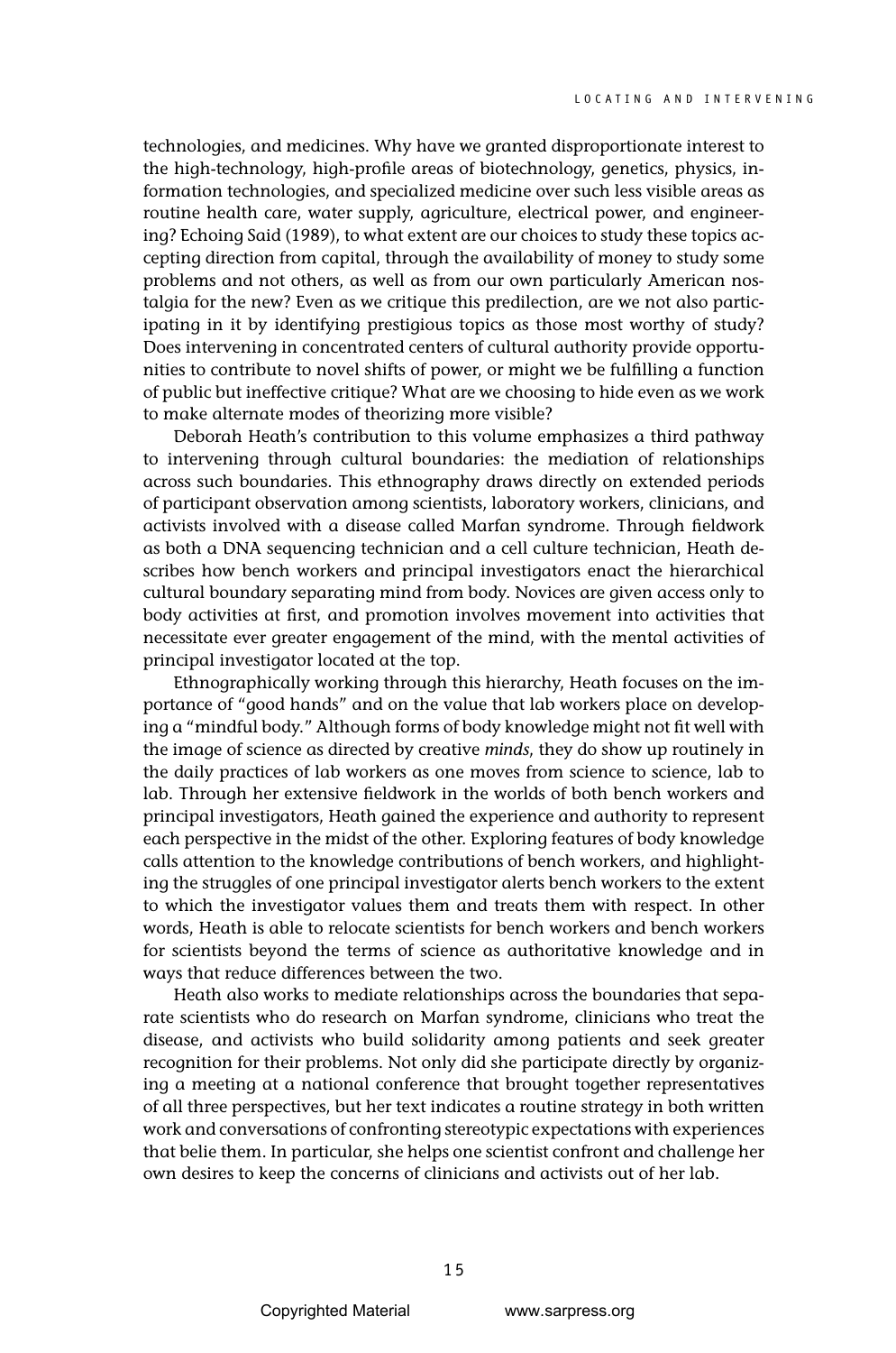technologies, and medicines. Why have we granted disproportionate interest to the high-technology, high-profile areas of biotechnology, genetics, physics, information technologies, and specialized medicine over such less visible areas as routine health care, water supply, agriculture, electrical power, and engineering? Echoing Said (1989), to what extent are our choices to study these topics accepting direction from capital, through the availability of money to study some problems and not others, as well as from our own particularly American nostalgia for the new? Even as we critique this predilection, are we not also participating in it by identifying prestigious topics as those most worthy of study? Does intervening in concentrated centers of cultural authority provide opportunities to contribute to novel shifts of power, or might we be fulfilling a function of public but ineffective critique? What are we choosing to hide even as we work to make alternate modes of theorizing more visible?

Deborah Heath's contribution to this volume emphasizes a third pathway to intervening through cultural boundaries: the mediation of relationships across such boundaries. This ethnography draws directly on extended periods of participant observation among scientists, laboratory workers, clinicians, and activists involved with a disease called Marfan syndrome. Through fieldwork as both a DNA sequencing technician and a cell culture technician, Heath describes how bench workers and principal investigators enact the hierarchical cultural boundary separating mind from body. Novices are given access only to body activities at first, and promotion involves movement into activities that necessitate ever greater engagement of the mind, with the mental activities of principal investigator located at the top.

Ethnographically working through this hierarchy, Heath focuses on the importance of "good hands" and on the value that lab workers place on developing a "mindful body." Although forms of body knowledge might not fit well with the image of science as directed by creative *minds*, they do show up routinely in the daily practices of lab workers as one moves from science to science, lab to lab. Through her extensive fieldwork in the worlds of both bench workers and principal investigators, Heath gained the experience and authority to represent each perspective in the midst of the other. Exploring features of body knowledge calls attention to the knowledge contributions of bench workers, and highlighting the struggles of one principal investigator alerts bench workers to the extent to which the investigator values them and treats them with respect. In other words, Heath is able to relocate scientists for bench workers and bench workers for scientists beyond the terms of science as authoritative knowledge and in ways that reduce differences between the two.

Heath also works to mediate relationships across the boundaries that separate scientists who do research on Marfan syndrome, clinicians who treat the disease, and activists who build solidarity among patients and seek greater recognition for their problems. Not only did she participate directly by organizing a meeting at a national conference that brought together representatives of all three perspectives, but her text indicates a routine strategy in both written work and conversations of confronting stereotypic expectations with experiences that belie them. In particular, she helps one scientist confront and challenge her own desires to keep the concerns of clinicians and activists out of her lab.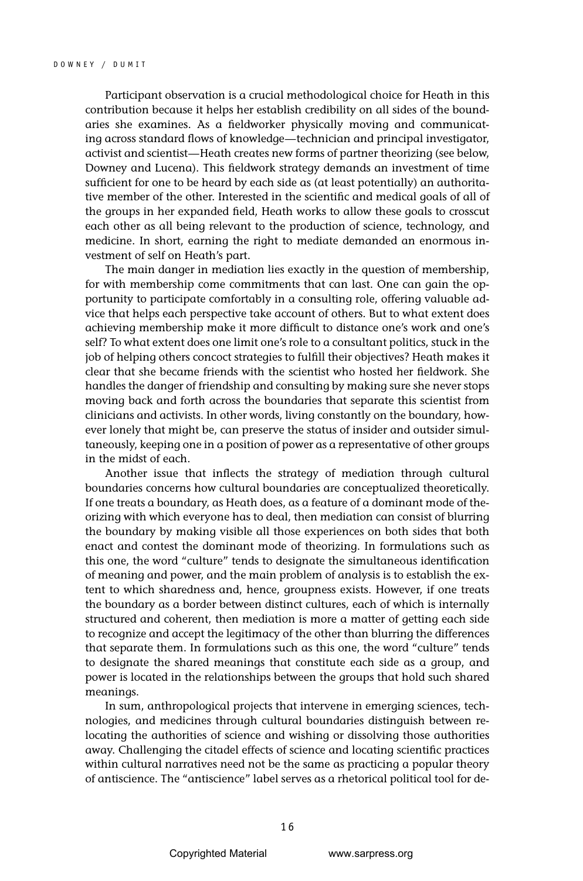Participant observation is a crucial methodological choice for Heath in this contribution because it helps her establish credibility on all sides of the boundaries she examines. As a fieldworker physically moving and communicating across standard flows of knowledge—technician and principal investigator, activist and scientist—Heath creates new forms of partner theorizing (see below, Downey and Lucena). This fieldwork strategy demands an investment of time sufficient for one to be heard by each side as (at least potentially) an authoritative member of the other. Interested in the scientific and medical goals of all of the groups in her expanded field, Heath works to allow these goals to crosscut each other as all being relevant to the production of science, technology, and medicine. In short, earning the right to mediate demanded an enormous investment of self on Heath's part.

The main danger in mediation lies exactly in the question of membership, for with membership come commitments that can last. One can gain the opportunity to participate comfortably in a consulting role, offering valuable advice that helps each perspective take account of others. But to what extent does achieving membership make it more difficult to distance one's work and one's self? To what extent does one limit one's role to a consultant politics, stuck in the job of helping others concoct strategies to fulfill their objectives? Heath makes it clear that she became friends with the scientist who hosted her fieldwork. She handles the danger of friendship and consulting by making sure she never stops moving back and forth across the boundaries that separate this scientist from clinicians and activists. In other words, living constantly on the boundary, however lonely that might be, can preserve the status of insider and outsider simultaneously, keeping one in a position of power as a representative of other groups in the midst of each.

Another issue that inflects the strategy of mediation through cultural boundaries concerns how cultural boundaries are conceptualized theoretically. If one treats a boundary, as Heath does, as a feature of a dominant mode of theorizing with which everyone has to deal, then mediation can consist of blurring the boundary by making visible all those experiences on both sides that both enact and contest the dominant mode of theorizing. In formulations such as this one, the word "culture" tends to designate the simultaneous identification of meaning and power, and the main problem of analysis is to establish the extent to which sharedness and, hence, groupness exists. However, if one treats the boundary as a border between distinct cultures, each of which is internally structured and coherent, then mediation is more a matter of getting each side to recognize and accept the legitimacy of the other than blurring the differences that separate them. In formulations such as this one, the word "culture" tends to designate the shared meanings that constitute each side as a group, and power is located in the relationships between the groups that hold such shared meanings.

In sum, anthropological projects that intervene in emerging sciences, technologies, and medicines through cultural boundaries distinguish between relocating the authorities of science and wishing or dissolving those authorities away. Challenging the citadel effects of science and locating scientific practices within cultural narratives need not be the same as practicing a popular theory of antiscience. The "antiscience" label serves as a rhetorical political tool for de-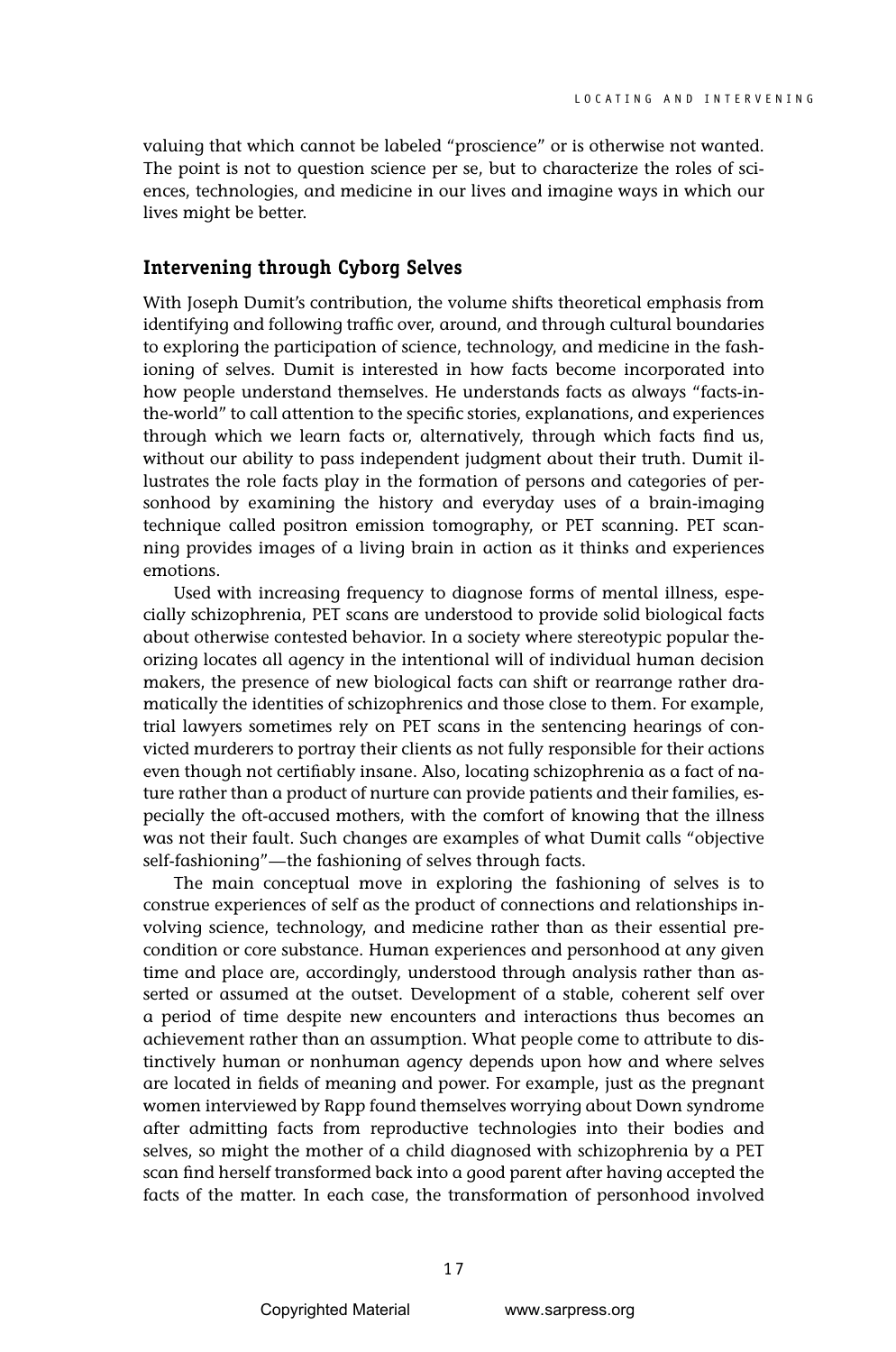valuing that which cannot be labeled "proscience" or is otherwise not wanted. The point is not to question science per se, but to characterize the roles of sciences, technologies, and medicine in our lives and imagine ways in which our lives might be better.

## Intervening through Cyborg Selves

With Joseph Dumit's contribution, the volume shifts theoretical emphasis from identifying and following traffic over, around, and through cultural boundaries to exploring the participation of science, technology, and medicine in the fashioning of selves. Dumit is interested in how facts become incorporated into how people understand themselves. He understands facts as always "facts-in-the-world" to call attention to the specific stories, explanations, and experiences through which we learn facts or, alternatively, through which facts find us, without our ability to pass independent judgment about their truth. Dumit illustrates the role facts play in the formation of persons and categories of personhood by examining the history and everyday uses of a brain-imaging technique called positron emission tomography, or PET scanning. PET scanning provides images of a living brain in action as it thinks and experiences emotions.

Used with increasing frequency to diagnose forms of mental illness, especially schizophrenia, PET scans are understood to provide solid biological facts about otherwise contested behavior. In a society where stereotypic popular theorizing locates all agency in the intentional will of individual human decision makers, the presence of new biological facts can shift or rearrange rather dramatically the identities of schizophrenics and those close to them. For example, trial lawyers sometimes rely on PET scans in the sentencing hearings of convicted murderers to portray their clients as not fully responsible for their actions even though not certifiably insane. Also, locating schizophrenia as a fact of nature rather than a product of nurture can provide patients and their families, especially the oft-accused mothers, with the comfort of knowing that the illness was not their fault. Such changes are examples of what Dumit calls "objective self-fashioning"—the fashioning of selves through facts.

The main conceptual move in exploring the fashioning of selves is to construe experiences of self as the product of connections and relationships involving science, technology, and medicine rather than as their essential precondition or core substance. Human experiences and personhood at any given time and place are, accordingly, understood through analysis rather than asserted or assumed at the outset. Development of a stable, coherent self over a period of time despite new encounters and interactions thus becomes an achievement rather than an assumption. What people come to attribute to distinctively human or nonhuman agency depends upon how and where selves are located in fields of meaning and power. For example, just as the pregnant women interviewed by Rapp found themselves worrying about Down syndrome after admitting facts from reproductive technologies into their bodies and selves, so might the mother of a child diagnosed with schizophrenia by a PET scan find herself transformed back into a good parent after having accepted the facts of the matter. In each case, the transformation of personhood involved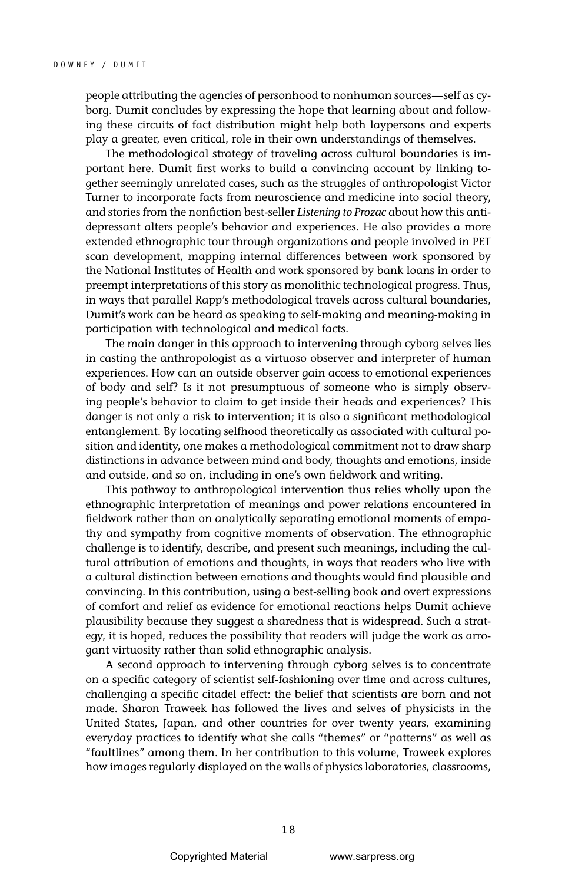people attributing the agencies of personhood to nonhuman sources—self as cyborg. Dumit concludes by expressing the hope that learning about and following these circuits of fact distribution might help both laypersons and experts play a greater, even critical, role in their own understandings of themselves.

The methodological strategy of traveling across cultural boundaries is important here. Dumit first works to build a convincing account by linking together seemingly unrelated cases, such as the struggles of anthropologist Victor Turner to incorporate facts from neuroscience and medicine into social theory, and stories from the nonfiction best-seller *Listening to Prozac* about how this antidepressant alters people's behavior and experiences. He also provides a more extended ethnographic tour through organizations and people involved in PET scan development, mapping internal differences between work sponsored by the National Institutes of Health and work sponsored by bank loans in order to preempt interpretations of this story as monolithic technological progress. Thus, in ways that parallel Rapp's methodological travels across cultural boundaries, Dumit's work can be heard as speaking to self-making and meaning-making in participation with technological and medical facts.

The main danger in this approach to intervening through cyborg selves lies in casting the anthropologist as a virtuoso observer and interpreter of human experiences. How can an outside observer gain access to emotional experiences of body and self? Is it not presumptuous of someone who is simply observing people's behavior to claim to get inside their heads and experiences? This danger is not only a risk to intervention; it is also a significant methodological entanglement. By locating selfhood theoretically as associated with cultural position and identity, one makes a methodological commitment not to draw sharp distinctions in advance between mind and body, thoughts and emotions, inside and outside, and so on, including in one's own fieldwork and writing.

This pathway to anthropological intervention thus relies wholly upon the ethnographic interpretation of meanings and power relations encountered in fieldwork rather than on analytically separating emotional moments of empathy and sympathy from cognitive moments of observation. The ethnographic challenge is to identify, describe, and present such meanings, including the cultural attribution of emotions and thoughts, in ways that readers who live with a cultural distinction between emotions and thoughts would find plausible and convincing. In this contribution, using a best-selling book and overt expressions of comfort and relief as evidence for emotional reactions helps Dumit achieve plausibility because they suggest a sharedness that is widespread. Such a strategy, it is hoped, reduces the possibility that readers will judge the work as arrogant virtuosity rather than solid ethnographic analysis.

A second approach to intervening through cyborg selves is to concentrate on a specific category of scientist self-fashioning over time and across cultures, challenging a specific citadel effect: the belief that scientists are born and not made. Sharon Traweek has followed the lives and selves of physicists in the United States, Japan, and other countries for over twenty years, examining everyday practices to identify what she calls "themes" or "patterns" as well as "faultlines" among them. In her contribution to this volume, Traweek explores how images regularly displayed on the walls of physics laboratories, classrooms,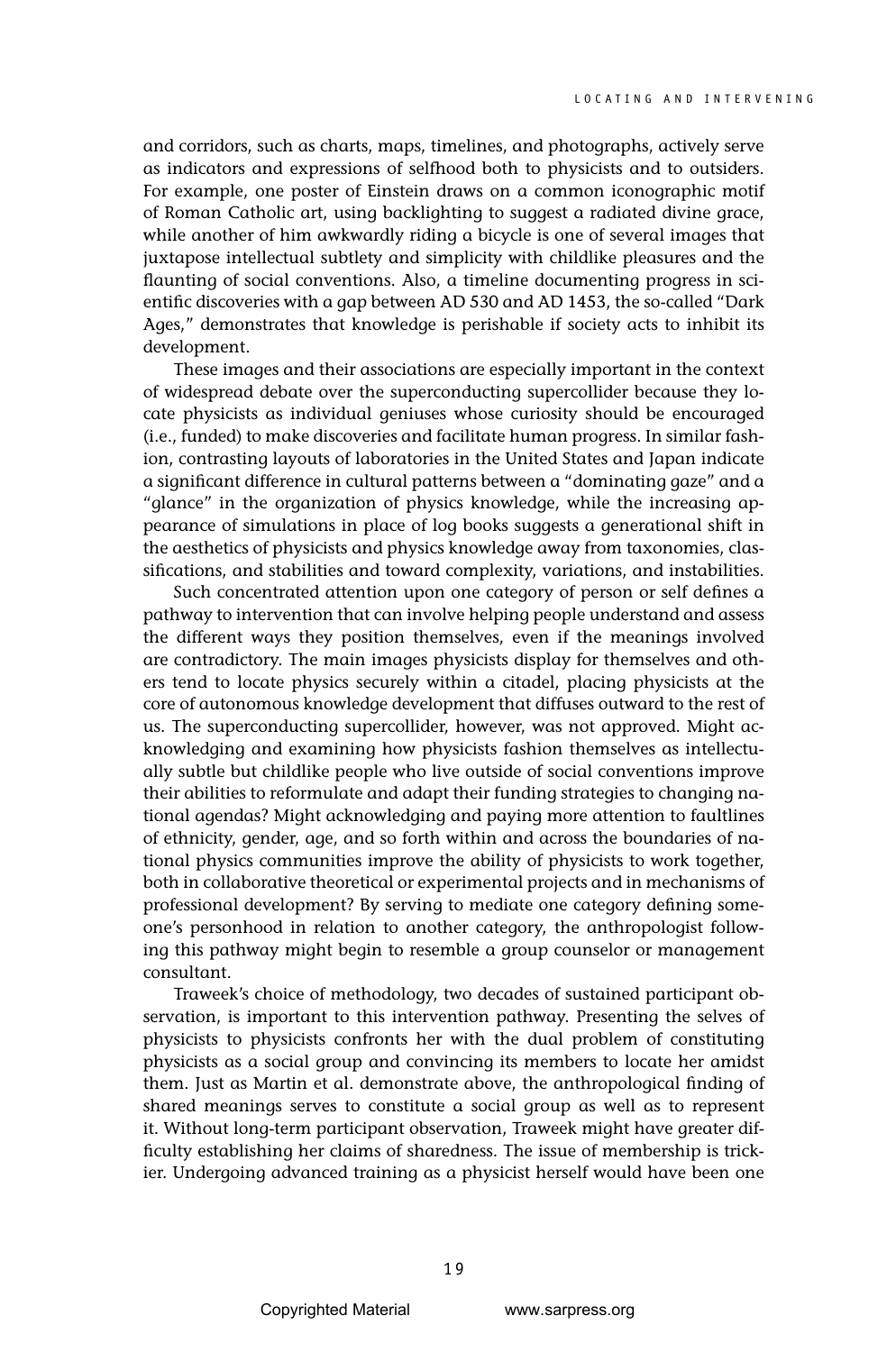and corridors, such as charts, maps, timelines, and photographs, actively serve as indicators and expressions of selfhood both to physicists and to outsiders. For example, one poster of Einstein draws on a common iconographic motif of Roman Catholic art, using backlighting to suggest a radiated divine grace, while another of him awkwardly riding a bicycle is one of several images that juxtapose intellectual subtlety and simplicity with childlike pleasures and the flaunting of social conventions. Also, a timeline documenting progress in scientific discoveries with a gap between AD 530 and AD 1453, the so-called "Dark Ages," demonstrates that knowledge is perishable if society acts to inhibit its development.

These images and their associations are especially important in the context of widespread debate over the superconducting supercollider because they locate physicists as individual geniuses whose curiosity should be encouraged (i.e., funded) to make discoveries and facilitate human progress. In similar fashion, contrasting layouts of laboratories in the United States and Japan indicate a significant difference in cultural patterns between a "dominating gaze" and a "glance" in the organization of physics knowledge, while the increasing appearance of simulations in place of log books suggests a generational shift in the aesthetics of physicists and physics knowledge away from taxonomies, classifications, and stabilities and toward complexity, variations, and instabilities.

Such concentrated attention upon one category of person or self defines a pathway to intervention that can involve helping people understand and assess the different ways they position themselves, even if the meanings involved are contradictory. The main images physicists display for themselves and others tend to locate physics securely within a citadel, placing physicists at the core of autonomous knowledge development that diffuses outward to the rest of us. The superconducting supercollider, however, was not approved. Might acknowledging and examining how physicists fashion themselves as intellectually subtle but childlike people who live outside of social conventions improve their abilities to reformulate and adapt their funding strategies to changing national agendas? Might acknowledging and paying more attention to faultlines of ethnicity, gender, age, and so forth within and across the boundaries of national physics communities improve the ability of physicists to work together, both in collaborative theoretical or experimental projects and in mechanisms of professional development? By serving to mediate one category defining someone's personhood in relation to another category, the anthropologist following this pathway might begin to resemble a group counselor or management consultant.

Traweek's choice of methodology, two decades of sustained participant observation, is important to this intervention pathway. Presenting the selves of physicists to physicists confronts her with the dual problem of constituting physicists as a social group and convincing its members to locate her amidst them. Just as Martin et al. demonstrate above, the anthropological finding of shared meanings serves to constitute a social group as well as to represent it. Without long-term participant observation, Traweek might have greater difficulty establishing her claims of sharedness. The issue of membership is trickier. Undergoing advanced training as a physicist herself would have been one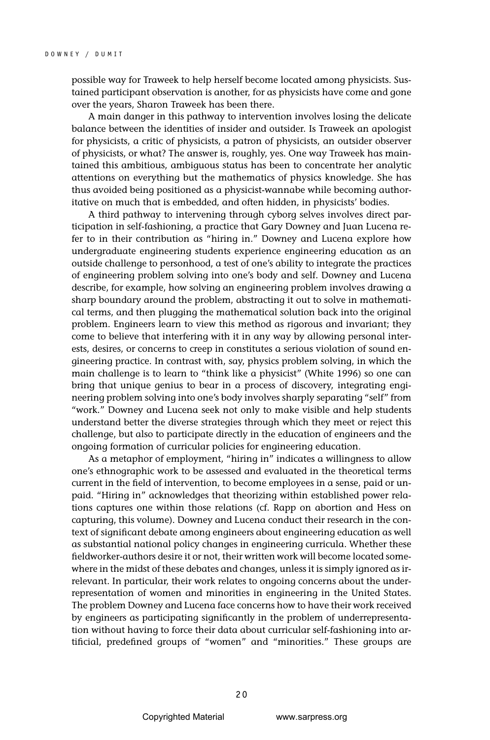possible way for Traweek to help herself become located among physicists. Sustained participant observation is another, for as physicists have come and gone over the years, Sharon Traweek has been there.

A main danger in this pathway to intervention involves losing the delicate balance between the identities of insider and outsider. Is Traweek an apologist for physicists, a critic of physicists, a patron of physicists, an outsider observer of physicists, or what? The answer is, roughly, yes. One way Traweek has maintained this ambitious, ambiguous status has been to concentrate her analytic attentions on everything but the mathematics of physics knowledge. She has thus avoided being positioned as a physicist-wannabe while becoming authoritative on much that is embedded, and often hidden, in physicists' bodies.

A third pathway to intervening through cyborg selves involves direct participation in self-fashioning, a practice that Gary Downey and Juan Lucena refer to in their contribution as "hiring in." Downey and Lucena explore how undergraduate engineering students experience engineering education as an outside challenge to personhood, a test of one's ability to integrate the practices of engineering problem solving into one's body and self. Downey and Lucena describe, for example, how solving an engineering problem involves drawing a sharp boundary around the problem, abstracting it out to solve in mathematical terms, and then plugging the mathematical solution back into the original problem. Engineers learn to view this method as rigorous and invariant; they come to believe that interfering with it in any way by allowing personal interests, desires, or concerns to creep in constitutes a serious violation of sound engineering practice. In contrast with, say, physics problem solving, in which the main challenge is to learn to "think like a physicist" (White 1996) so one can bring that unique genius to bear in a process of discovery, integrating engineering problem solving into one's body involves sharply separating "self" from "work." Downey and Lucena seek not only to make visible and help students understand better the diverse strategies through which they meet or reject this challenge, but also to participate directly in the education of engineers and the ongoing formation of curricular policies for engineering education.

As a metaphor of employment, "hiring in" indicates a willingness to allow one's ethnographic work to be assessed and evaluated in the theoretical terms current in the field of intervention, to become employees in a sense, paid or unpaid. "Hiring in" acknowledges that theorizing within established power relations captures one within those relations (cf. Rapp on abortion and Hess on capturing, this volume). Downey and Lucena conduct their research in the context of significant debate among engineers about engineering education as well as substantial national policy changes in engineering curricula. Whether these fieldworker-authors desire it or not, their written work will become located somewhere in the midst of these debates and changes, unless it is simply ignored as irrelevant. In particular, their work relates to ongoing concerns about the underrepresentation of women and minorities in engineering in the United States. The problem Downey and Lucena face concerns how to have their work received by engineers as participating significantly in the problem of underrepresentation without having to force their data about curricular self-fashioning into artificial, predefined groups of "women" and "minorities." These groups are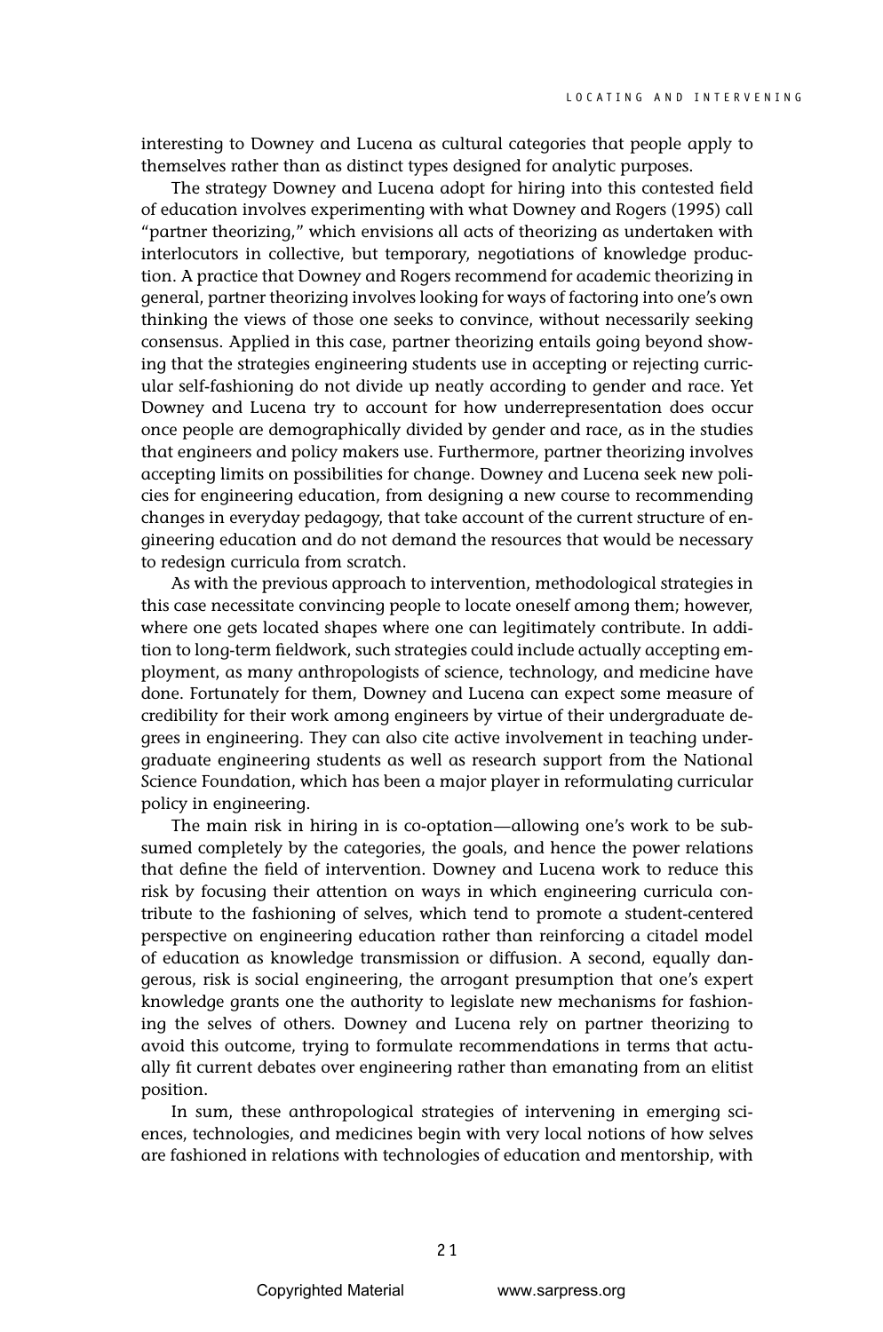interesting to Downey and Lucena as cultural categories that people apply to themselves rather than as distinct types designed for analytic purposes.

The strategy Downey and Lucena adopt for hiring into this contested field of education involves experimenting with what Downey and Rogers (1995) call "partner theorizing," which envisions all acts of theorizing as undertaken with interlocutors in collective, but temporary, negotiations of knowledge production. A practice that Downey and Rogers recommend for academic theorizing in general, partner theorizing involves looking for ways of factoring into one's own thinking the views of those one seeks to convince, without necessarily seeking consensus. Applied in this case, partner theorizing entails going beyond showing that the strategies engineering students use in accepting or rejecting curricular self-fashioning do not divide up neatly according to gender and race. Yet Downey and Lucena try to account for how underrepresentation does occur once people are demographically divided by gender and race, as in the studies that engineers and policy makers use. Furthermore, partner theorizing involves accepting limits on possibilities for change. Downey and Lucena seek new policies for engineering education, from designing a new course to recommending changes in everyday pedagogy, that take account of the current structure of engineering education and do not demand the resources that would be necessary to redesign curricula from scratch.

As with the previous approach to intervention, methodological strategies in this case necessitate convincing people to locate oneself among them; however, where one gets located shapes where one can legitimately contribute. In addition to long-term fieldwork, such strategies could include actually accepting employment, as many anthropologists of science, technology, and medicine have done. Fortunately for them, Downey and Lucena can expect some measure of credibility for their work among engineers by virtue of their undergraduate degrees in engineering. They can also cite active involvement in teaching undergraduate engineering students as well as research support from the National Science Foundation, which has been a major player in reformulating curricular policy in engineering.

The main risk in hiring in is co-optation—allowing one's work to be subsumed completely by the categories, the goals, and hence the power relations that define the field of intervention. Downey and Lucena work to reduce this risk by focusing their attention on ways in which engineering curricula contribute to the fashioning of selves, which tend to promote a student-centered perspective on engineering education rather than reinforcing a citadel model of education as knowledge transmission or diffusion. A second, equally dangerous, risk is social engineering, the arrogant presumption that one's expert knowledge grants one the authority to legislate new mechanisms for fashioning the selves of others. Downey and Lucena rely on partner theorizing to avoid this outcome, trying to formulate recommendations in terms that actually fit current debates over engineering rather than emanating from an elitist position.

In sum, these anthropological strategies of intervening in emerging sciences, technologies, and medicines begin with very local notions of how selves are fashioned in relations with technologies of education and mentorship, with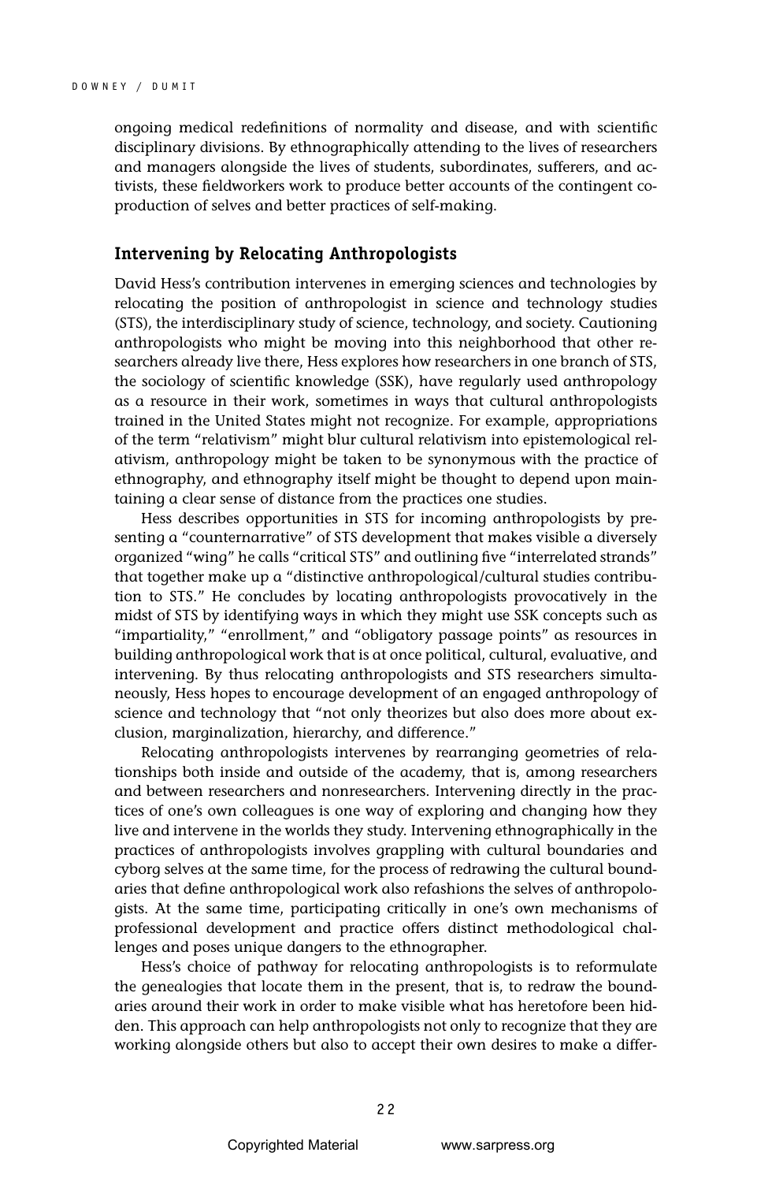ongoing medical redefinitions of normality and disease, and with scientific disciplinary divisions. By ethnographically attending to the lives of researchers and managers alongside the lives of students, subordinates, sufferers, and activists, these fieldworkers work to produce better accounts of the contingent coproduction of selves and better practices of self-making.

## Intervening by Relocating Anthropologists

David Hess's contribution intervenes in emerging sciences and technologies by relocating the position of anthropologist in science and technology studies (STS), the interdisciplinary study of science, technology, and society. Cautioning anthropologists who might be moving into this neighborhood that other researchers already live there, Hess explores how researchers in one branch of STS, the sociology of scientific knowledge (SSK), have regularly used anthropology as a resource in their work, sometimes in ways that cultural anthropologists trained in the United States might not recognize. For example, appropriations of the term "relativism" might blur cultural relativism into epistemological relativism, anthropology might be taken to be synonymous with the practice of ethnography, and ethnography itself might be thought to depend upon maintaining a clear sense of distance from the practices one studies.

Hess describes opportunities in STS for incoming anthropologists by presenting a "counternarrative" of STS development that makes visible a diversely organized "wing" he calls "critical STS" and outlining five "interrelated strands" that together make up a "distinctive anthropological/cultural studies contribution to STS." He concludes by locating anthropologists provocatively in the midst of STS by identifying ways in which they might use SSK concepts such as "impartiality," "enrollment," and "obligatory passage points" as resources in building anthropological work that is at once political, cultural, evaluative, and intervening. By thus relocating anthropologists and STS researchers simultaneously, Hess hopes to encourage development of an engaged anthropology of science and technology that "not only theorizes but also does more about exclusion, marginalization, hierarchy, and difference."

Relocating anthropologists intervenes by rearranging geometries of relationships both inside and outside of the academy, that is, among researchers and between researchers and nonresearchers. Intervening directly in the practices of one's own colleagues is one way of exploring and changing how they live and intervene in the worlds they study. Intervening ethnographically in the practices of anthropologists involves grappling with cultural boundaries and cyborg selves at the same time, for the process of redrawing the cultural boundaries that define anthropological work also refashions the selves of anthropologists. At the same time, participating critically in one's own mechanisms of professional development and practice offers distinct methodological challenges and poses unique dangers to the ethnographer.

Hess's choice of pathway for relocating anthropologists is to reformulate the genealogies that locate them in the present, that is, to redraw the boundaries around their work in order to make visible what has heretofore been hidden. This approach can help anthropologists not only to recognize that they are working alongside others but also to accept their own desires to make a differ-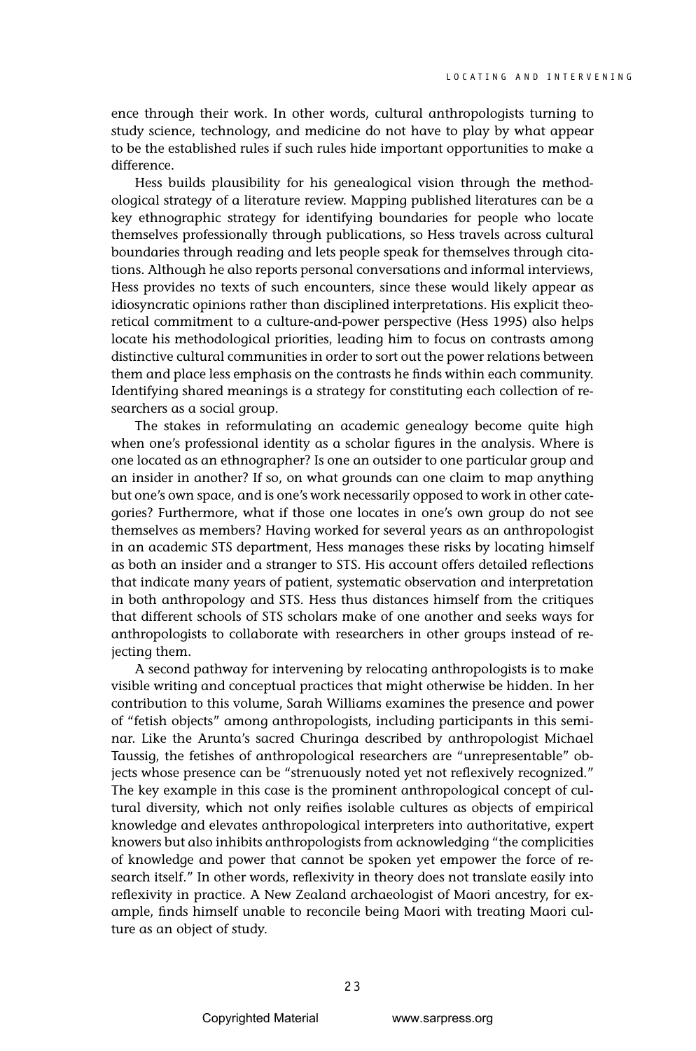ence through their work. In other words, cultural anthropologists turning to study science, technology, and medicine do not have to play by what appear to be the established rules if such rules hide important opportunities to make a difference.

Hess builds plausibility for his genealogical vision through the methodological strategy of a literature review. Mapping published literatures can be a key ethnographic strategy for identifying boundaries for people who locate themselves professionally through publications, so Hess travels across cultural boundaries through reading and lets people speak for themselves through citations. Although he also reports personal conversations and informal interviews, Hess provides no texts of such encounters, since these would likely appear as idiosyncratic opinions rather than disciplined interpretations. His explicit theoretical commitment to a culture-and-power perspective (Hess 1995) also helps locate his methodological priorities, leading him to focus on contrasts among distinctive cultural communities in order to sort out the power relations between them and place less emphasis on the contrasts he finds within each community. Identifying shared meanings is a strategy for constituting each collection of researchers as a social group.

The stakes in reformulating an academic genealogy become quite high when one's professional identity as a scholar figures in the analysis. Where is one located as an ethnographer? Is one an outsider to one particular group and an insider in another? If so, on what grounds can one claim to map anything but one's own space, and is one's work necessarily opposed to work in other categories? Furthermore, what if those one locates in one's own group do not see themselves as members? Having worked for several years as an anthropologist in an academic STS department, Hess manages these risks by locating himself as both an insider and a stranger to STS. His account offers detailed reflections that indicate many years of patient, systematic observation and interpretation in both anthropology and STS. Hess thus distances himself from the critiques that different schools of STS scholars make of one another and seeks ways for anthropologists to collaborate with researchers in other groups instead of rejecting them.

A second pathway for intervening by relocating anthropologists is to make visible writing and conceptual practices that might otherwise be hidden. In her contribution to this volume, Sarah Williams examines the presence and power of "fetish objects" among anthropologists, including participants in this seminar. Like the Arunta's sacred Churinga described by anthropologist Michael Taussig, the fetishes of anthropological researchers are "unrepresentable" objects whose presence can be "strenuously noted yet not reflexively recognized." The key example in this case is the prominent anthropological concept of cultural diversity, which not only reifies isolable cultures as objects of empirical knowledge and elevates anthropological interpreters into authoritative, expert knowers but also inhibits anthropologists from acknowledging "the complicities of knowledge and power that cannot be spoken yet empower the force of research itself." In other words, reflexivity in theory does not translate easily into reflexivity in practice. A New Zealand archaeologist of Maori ancestry, for example, finds himself unable to reconcile being Maori with treating Maori culture as an object of study.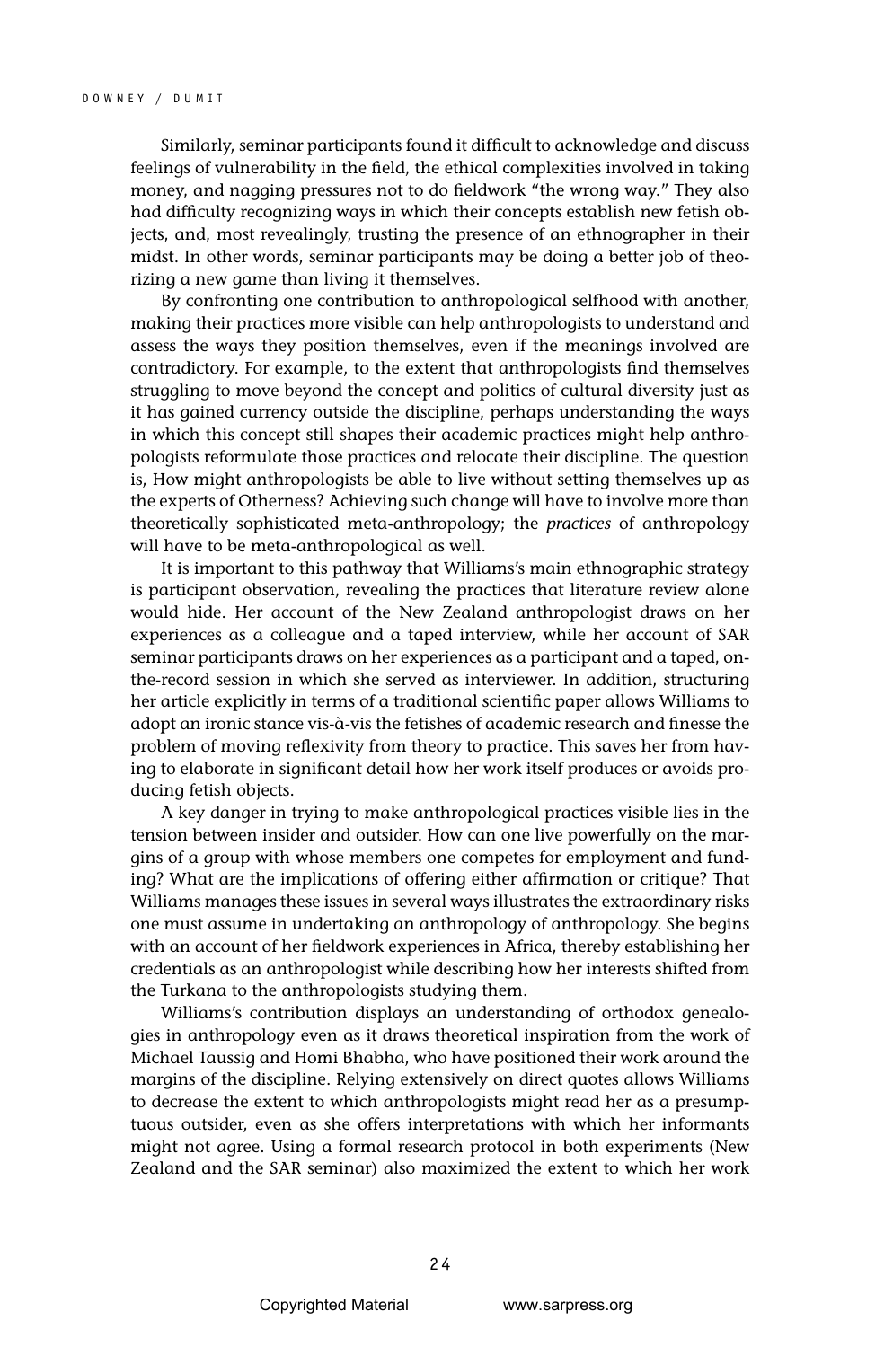Similarly, seminar participants found it difficult to acknowledge and discuss feelings of vulnerability in the field, the ethical complexities involved in taking money, and nagging pressures not to do fieldwork "the wrong way." They also had difficulty recognizing ways in which their concepts establish new fetish objects, and, most revealingly, trusting the presence of an ethnographer in their midst. In other words, seminar participants may be doing a better job of theorizing a new game than living it themselves.

By confronting one contribution to anthropological selfhood with another, making their practices more visible can help anthropologists to understand and assess the ways they position themselves, even if the meanings involved are contradictory. For example, to the extent that anthropologists find themselves struggling to move beyond the concept and politics of cultural diversity just as it has gained currency outside the discipline, perhaps understanding the ways in which this concept still shapes their academic practices might help anthropologists reformulate those practices and relocate their discipline. The question is, How might anthropologists be able to live without setting themselves up as the experts of Otherness? Achieving such change will have to involve more than theoretically sophisticated meta-anthropology; the *practices* of anthropology will have to be meta-anthropological as well.

It is important to this pathway that Williams's main ethnographic strategy is participant observation, revealing the practices that literature review alone would hide. Her account of the New Zealand anthropologist draws on her experiences as a colleague and a taped interview, while her account of SAR seminar participants draws on her experiences as a participant and a taped, on-the-record session in which she served as interviewer. In addition, structuring her article explicitly in terms of a traditional scientific paper allows Williams to adopt an ironic stance vis-à-vis the fetishes of academic research and finesse the problem of moving reflexivity from theory to practice. This saves her from having to elaborate in significant detail how her work itself produces or avoids producing fetish objects.

A key danger in trying to make anthropological practices visible lies in the tension between insider and outsider. How can one live powerfully on the margins of a group with whose members one competes for employment and funding? What are the implications of offering either affirmation or critique? That Williams manages these issues in several ways illustrates the extraordinary risks one must assume in undertaking an anthropology of anthropology. She begins with an account of her fieldwork experiences in Africa, thereby establishing her credentials as an anthropologist while describing how her interests shifted from the Turkana to the anthropologists studying them.

Williams's contribution displays an understanding of orthodox genealogies in anthropology even as it draws theoretical inspiration from the work of Michael Taussig and Homi Bhabha, who have positioned their work around the margins of the discipline. Relying extensively on direct quotes allows Williams to decrease the extent to which anthropologists might read her as a presumptuous outsider, even as she offers interpretations with which her informants might not agree. Using a formal research protocol in both experiments (New Zealand and the SAR seminar) also maximized the extent to which her work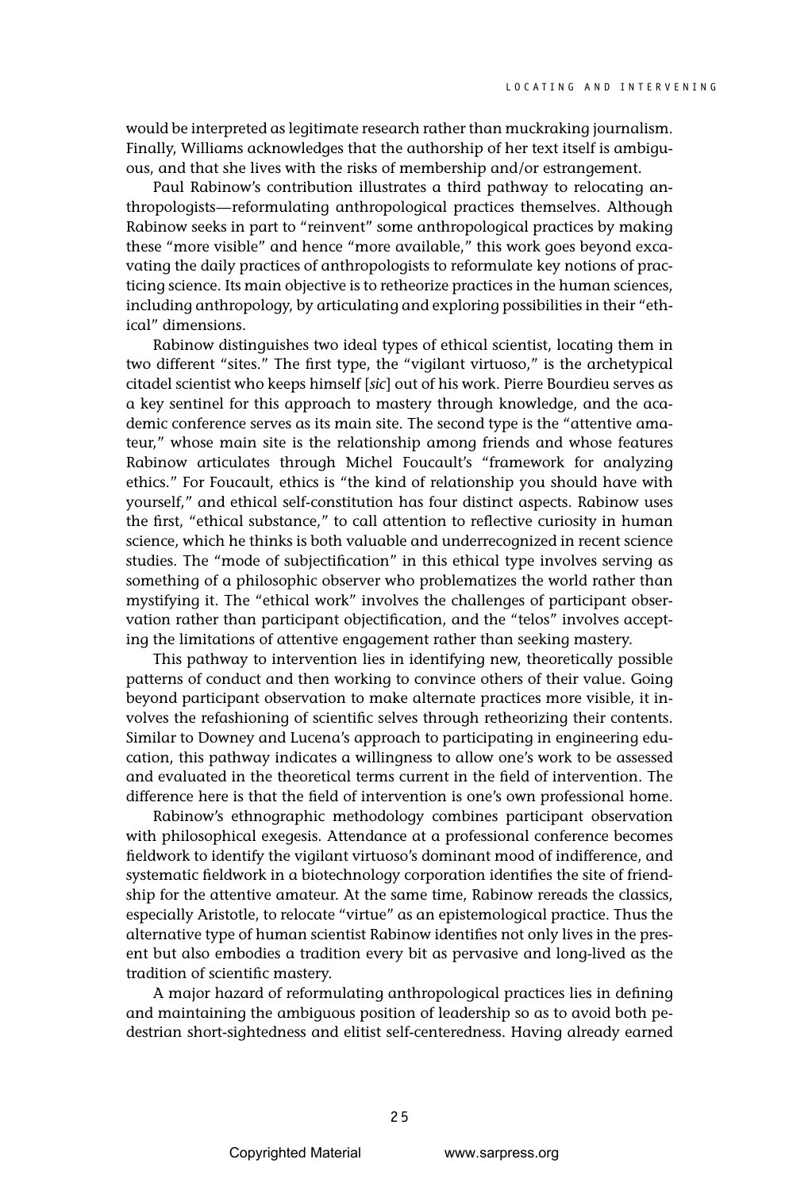would be interpreted as legitimate research rather than muckraking journalism. Finally, Williams acknowledges that the authorship of her text itself is ambiguous, and that she lives with the risks of membership and/or estrangement.

Paul Rabinow's contribution illustrates a third pathway to relocating anthropologists—reformulating anthropological practices themselves. Although Rabinow seeks in part to "reinvent" some anthropological practices by making these "more visible" and hence "more available," this work goes beyond excavating the daily practices of anthropologists to reformulate key notions of practicing science. Its main objective is to retheorize practices in the human sciences, including anthropology, by articulating and exploring possibilities in their "ethical" dimensions.

Rabinow distinguishes two ideal types of ethical scientist, locating them in two different "sites." The first type, the "vigilant virtuoso," is the archetypical citadel scientist who keeps himself [*sic*] out of his work. Pierre Bourdieu serves as a key sentinel for this approach to mastery through knowledge, and the academic conference serves as its main site. The second type is the "attentive amateur," whose main site is the relationship among friends and whose features Rabinow articulates through Michel Foucault's "framework for analyzing ethics." For Foucault, ethics is "the kind of relationship you should have with yourself," and ethical self-constitution has four distinct aspects. Rabinow uses the first, "ethical substance," to call attention to reflective curiosity in human science, which he thinks is both valuable and underrecognized in recent science studies. The "mode of subjectification" in this ethical type involves serving as something of a philosophic observer who problematizes the world rather than mystifying it. The "ethical work" involves the challenges of participant observation rather than participant objectification, and the "telos" involves accepting the limitations of attentive engagement rather than seeking mastery.

This pathway to intervention lies in identifying new, theoretically possible patterns of conduct and then working to convince others of their value. Going beyond participant observation to make alternate practices more visible, it involves the refashioning of scientific selves through retheorizing their contents. Similar to Downey and Lucena's approach to participating in engineering education, this pathway indicates a willingness to allow one's work to be assessed and evaluated in the theoretical terms current in the field of intervention. The difference here is that the field of intervention is one's own professional home.

Rabinow's ethnographic methodology combines participant observation with philosophical exegesis. Attendance at a professional conference becomes fieldwork to identify the vigilant virtuoso's dominant mood of indifference, and systematic fieldwork in a biotechnology corporation identifies the site of friendship for the attentive amateur. At the same time, Rabinow rereads the classics, especially Aristotle, to relocate "virtue" as an epistemological practice. Thus the alternative type of human scientist Rabinow identifies not only lives in the present but also embodies a tradition every bit as pervasive and long-lived as the tradition of scientific mastery.

A major hazard of reformulating anthropological practices lies in defining and maintaining the ambiguous position of leadership so as to avoid both pedestrian short-sightedness and elitist self-centeredness. Having already earned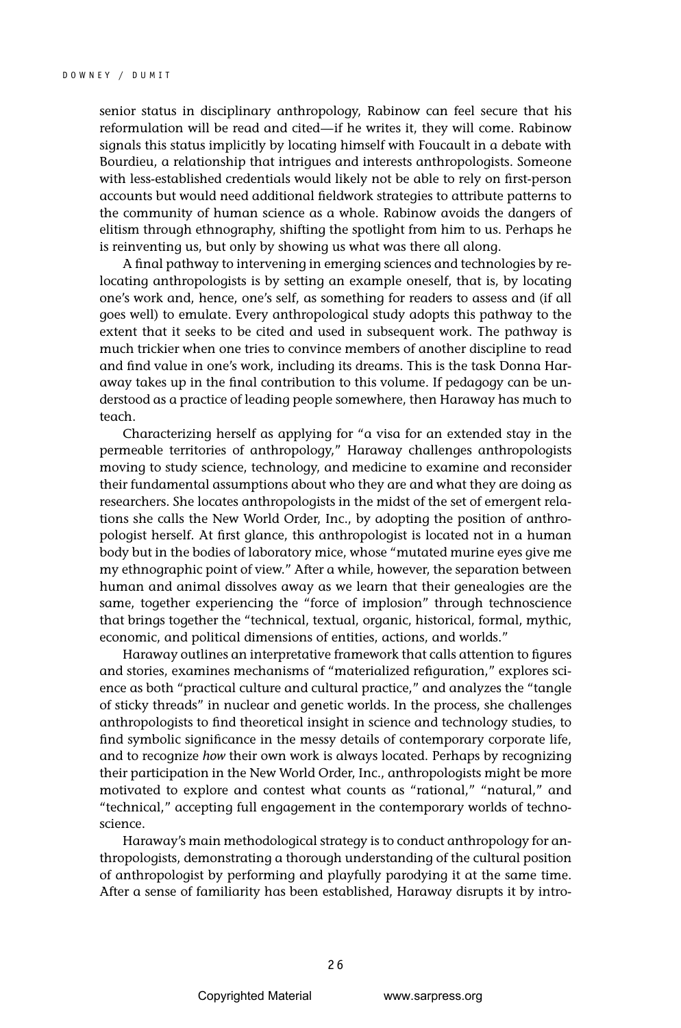senior status in disciplinary anthropology, Rabinow can feel secure that his reformulation will be read and cited—if he writes it, they will come. Rabinow signals this status implicitly by locating himself with Foucault in a debate with Bourdieu, a relationship that intrigues and interests anthropologists. Someone with less-established credentials would likely not be able to rely on first-person accounts but would need additional fieldwork strategies to attribute patterns to the community of human science as a whole. Rabinow avoids the dangers of elitism through ethnography, shifting the spotlight from him to us. Perhaps he is reinventing us, but only by showing us what was there all along.

A final pathway to intervening in emerging sciences and technologies by relocating anthropologists is by setting an example oneself, that is, by locating one's work and, hence, one's self, as something for readers to assess and (if all goes well) to emulate. Every anthropological study adopts this pathway to the extent that it seeks to be cited and used in subsequent work. The pathway is much trickier when one tries to convince members of another discipline to read and find value in one's work, including its dreams. This is the task Donna Haraway takes up in the final contribution to this volume. If pedagogy can be understood as a practice of leading people somewhere, then Haraway has much to teach.

Characterizing herself as applying for "a visa for an extended stay in the permeable territories of anthropology," Haraway challenges anthropologists moving to study science, technology, and medicine to examine and reconsider their fundamental assumptions about who they are and what they are doing as researchers. She locates anthropologists in the midst of the set of emergent relations she calls the New World Order, Inc., by adopting the position of anthropologist herself. At first glance, this anthropologist is located not in a human body but in the bodies of laboratory mice, whose "mutated murine eyes give me my ethnographic point of view." After a while, however, the separation between human and animal dissolves away as we learn that their genealogies are the same, together experiencing the "force of implosion" through technoscience that brings together the "technical, textual, organic, historical, formal, mythic, economic, and political dimensions of entities, actions, and worlds."

Haraway outlines an interpretative framework that calls attention to figures and stories, examines mechanisms of "materialized refiguration," explores science as both "practical culture and cultural practice," and analyzes the "tangle of sticky threads" in nuclear and genetic worlds. In the process, she challenges anthropologists to find theoretical insight in science and technology studies, to find symbolic significance in the messy details of contemporary corporate life, and to recognize *how* their own work is always located. Perhaps by recognizing their participation in the New World Order, Inc., anthropologists might be more motivated to explore and contest what counts as "rational," "natural," and "technical," accepting full engagement in the contemporary worlds of technoscience.

Haraway's main methodological strategy is to conduct anthropology for anthropologists, demonstrating a thorough understanding of the cultural position of anthropologist by performing and playfully parodying it at the same time. After a sense of familiarity has been established, Haraway disrupts it by intro-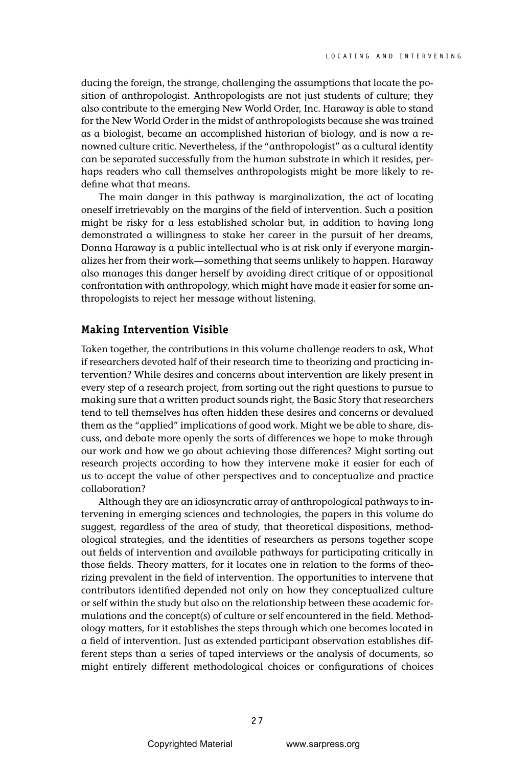ducing the foreign, the strange, challenging the assumptions that locate the position of anthropologist. Anthropologists are not just students of culture; they also contribute to the emerging New World Order, Inc. Haraway is able to stand for the New World Order in the midst of anthropologists because she was trained as a biologist, became an accomplished historian of biology, and is now a renowned culture critic. Nevertheless, if the "anthropologist" as a cultural identity can be separated successfully from the human substrate in which it resides, perhaps readers who call themselves anthropologists might be more likely to redefine what that means.

The main danger in this pathway is marginalization, the act of locating oneself irretrievably on the margins of the field of intervention. Such a position might be risky for a less established scholar but, in addition to having long demonstrated a willingness to stake her career in the pursuit of her dreams, Donna Haraway is a public intellectual who is at risk only if everyone marginalizes her from their work—something that seems unlikely to happen. Haraway also manages this danger herself by avoiding direct critique of or oppositional confrontation with anthropology, which might have made it easier for some anthropologists to reject her message without listening.

## Making Intervention Visible

Taken together, the contributions in this volume challenge readers to ask, What if researchers devoted half of their research time to theorizing and practicing intervention? While desires and concerns about intervention are likely present in every step of a research project, from sorting out the right questions to pursue to making sure that a written product sounds right, the Basic Story that researchers tend to tell themselves has often hidden these desires and concerns or devalued them as the "applied" implications of good work. Might we be able to share, discuss, and debate more openly the sorts of differences we hope to make through our work and how we go about achieving those differences? Might sorting out research projects according to how they intervene make it easier for each of us to accept the value of other perspectives and to conceptualize and practice collaboration?

Although they are an idiosyncratic array of anthropological pathways to intervening in emerging sciences and technologies, the papers in this volume do suggest, regardless of the area of study, that theoretical dispositions, methodological strategies, and the identities of researchers as persons together scope out fields of intervention and available pathways for participating critically in those fields. Theory matters, for it locates one in relation to the forms of theorizing prevalent in the field of intervention. The opportunities to intervene that contributors identified depended not only on how they conceptualized culture or self within the study but also on the relationship between these academic formulations and the concept(s) of culture or self encountered in the field. Methodology matters, for it establishes the steps through which one becomes located in a field of intervention. Just as extended participant observation establishes different steps than a series of taped interviews or the analysis of documents, so might entirely different methodological choices or configurations of choices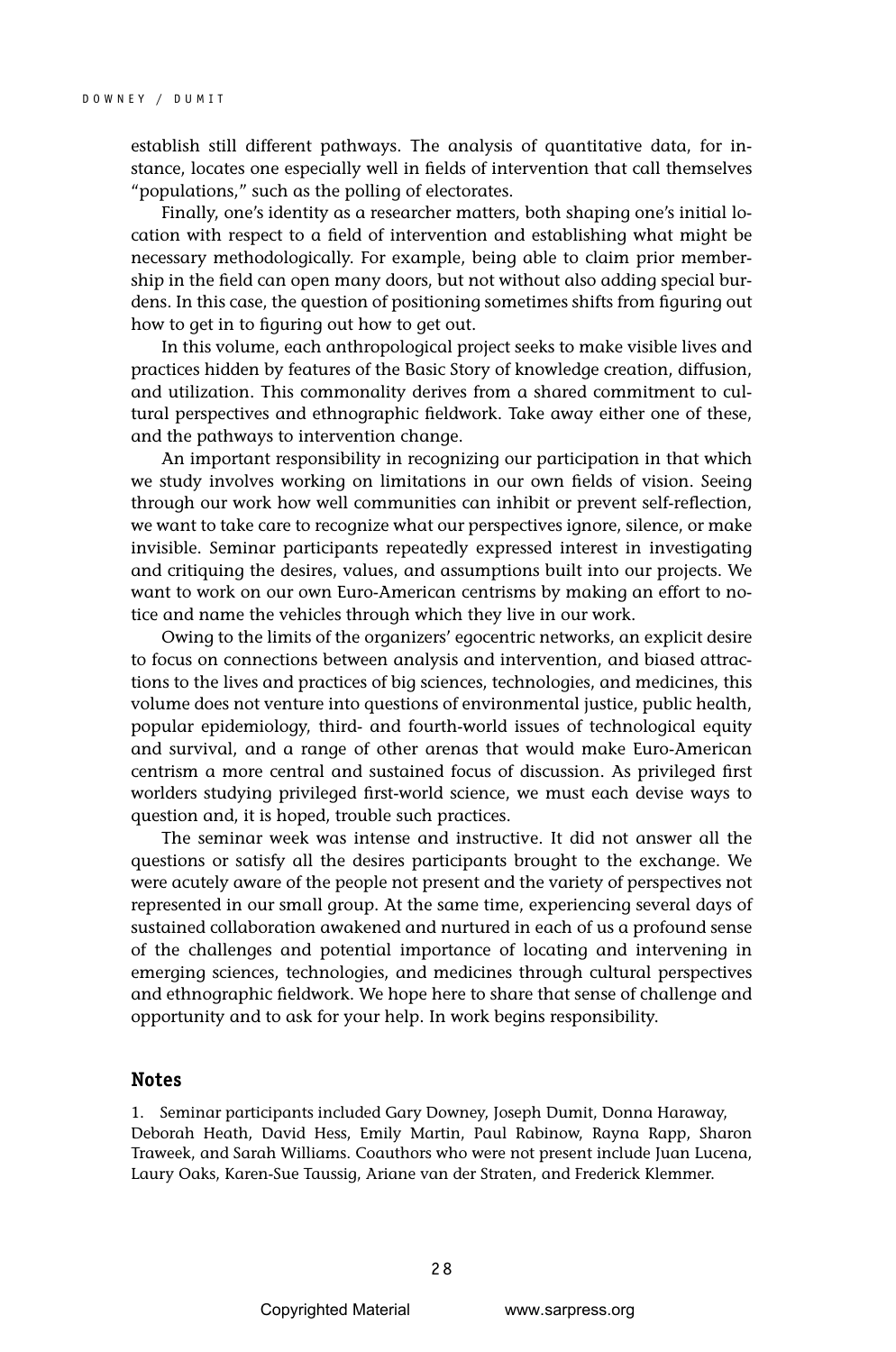establish still different pathways. The analysis of quantitative data, for instance, locates one especially well in fields of intervention that call themselves "populations," such as the polling of electorates.

Finally, one's identity as a researcher matters, both shaping one's initial location with respect to a field of intervention and establishing what might be necessary methodologically. For example, being able to claim prior membership in the field can open many doors, but not without also adding special burdens. In this case, the question of positioning sometimes shifts from figuring out how to get in to figuring out how to get out.

In this volume, each anthropological project seeks to make visible lives and practices hidden by features of the Basic Story of knowledge creation, diffusion, and utilization. This commonality derives from a shared commitment to cultural perspectives and ethnographic fieldwork. Take away either one of these, and the pathways to intervention change.

An important responsibility in recognizing our participation in that which we study involves working on limitations in our own fields of vision. Seeing through our work how well communities can inhibit or prevent self-reflection, we want to take care to recognize what our perspectives ignore, silence, or make invisible. Seminar participants repeatedly expressed interest in investigating and critiquing the desires, values, and assumptions built into our projects. We want to work on our own Euro-American centrisms by making an effort to notice and name the vehicles through which they live in our work.

Owing to the limits of the organizers' egocentric networks, an explicit desire to focus on connections between analysis and intervention, and biased attractions to the lives and practices of big sciences, technologies, and medicines, this volume does not venture into questions of environmental justice, public health, popular epidemiology, third- and fourth-world issues of technological equity and survival, and a range of other arenas that would make Euro-American centrism a more central and sustained focus of discussion. As privileged first worlders studying privileged first-world science, we must each devise ways to question and, it is hoped, trouble such practices.

The seminar week was intense and instructive. It did not answer all the questions or satisfy all the desires participants brought to the exchange. We were acutely aware of the people not present and the variety of perspectives not represented in our small group. At the same time, experiencing several days of sustained collaboration awakened and nurtured in each of us a profound sense of the challenges and potential importance of locating and intervening in emerging sciences, technologies, and medicines through cultural perspectives and ethnographic fieldwork. We hope here to share that sense of challenge and opportunity and to ask for your help. In work begins responsibility.

## Notes

1. Seminar participants included Gary Downey, Joseph Dumit, Donna Haraway, Deborah Heath, David Hess, Emily Martin, Paul Rabinow, Rayna Rapp, Sharon Traweek, and Sarah Williams. Coauthors who were not present include Juan Lucena, Laury Oaks, Karen-Sue Taussig, Ariane van der Straten, and Frederick Klemmer.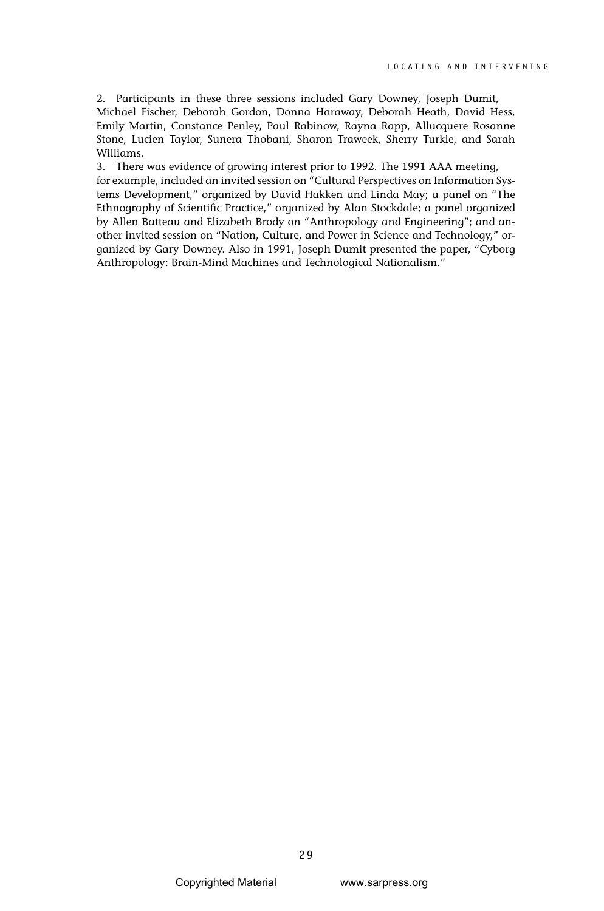2. Participants in these three sessions included Gary Downey, Joseph Dumit, Michael Fischer, Deborah Gordon, Donna Haraway, Deborah Heath, David Hess, Emily Martin, Constance Penley, Paul Rabinow, Rayna Rapp, Allucquere Rosanne Stone, Lucien Taylor, Sunera Thobani, Sharon Traweek, Sherry Turkle, and Sarah Williams.

3. There was evidence of growing interest prior to 1992. The 1991 AAA meeting, for example, included an invited session on "Cultural Perspectives on Information Systems Development," organized by David Hakken and Linda May; a panel on "The Ethnography of Scientific Practice," organized by Alan Stockdale; a panel organized by Allen Batteau and Elizabeth Brody on "Anthropology and Engineering"; and another invited session on "Nation, Culture, and Power in Science and Technology," organized by Gary Downey. Also in 1991, Joseph Dumit presented the paper, "Cyborg Anthropology: Brain-Mind Machines and Technological Nationalism."